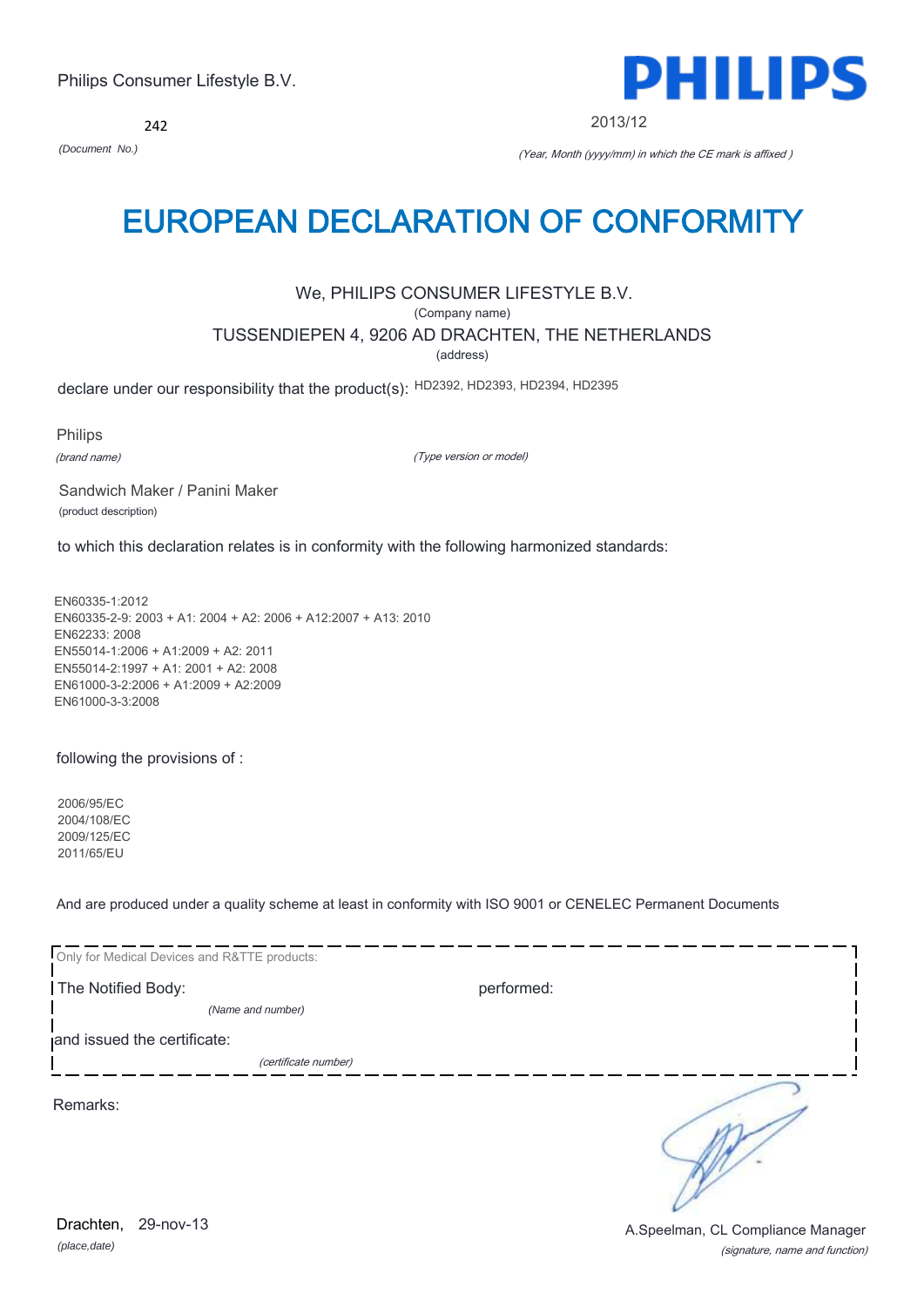Philips Consumer Lifestyle B.V.

PHILIPS

242

*(Document No.)*

2013/12

*(Year, Month (yyyy/mm) in which the CE mark is affixed )*

# EUROPEAN DECLARATION OF CONFORMITY

We, PHILIPS CONSUMER LIFESTYLE B.V.

(Company name)

TUSSENDIEPEN 4, 9206 AD DRACHTEN, THE NETHERLANDS

(address)

declare under our responsibility that the product(s): HD2392, HD2393, HD2394, HD2395

Philips

*(brand name)*

*(Type version or model)*

Sandwich Maker / Panini Maker

(product description)

to which this declaration relates is in conformity with the following harmonized standards:

EN60335-1:2012
EN60335-2-9: 2003 + A1: 2004 + A2: 2006 + A12:2007 + A13: 2010
EN62233: 2008
EN55014-1:2006 + A1:2009 + A2: 2011
EN55014-2:1997 + A1: 2001 + A2: 2008
EN61000-3-2:2006 + A1:2009 + A2:2009
EN61000-3-3:2008

following the provisions of :

2006/95/EC
2004/108/EC
2009/125/EC
2011/65/EU

And are produced under a quality scheme at least in conformity with ISO 9001 or CENELEC Permanent Documents

Only for Medical Devices and R&TTE products:

The Notified Body: performed:

*(Name and number)*

and issued the certificate:

*(certificate number)*

Remarks:

Drachten, 29-nov-13

*(place,date)*

A.Speelman, CL Compliance Manager

*(signature, name and function)*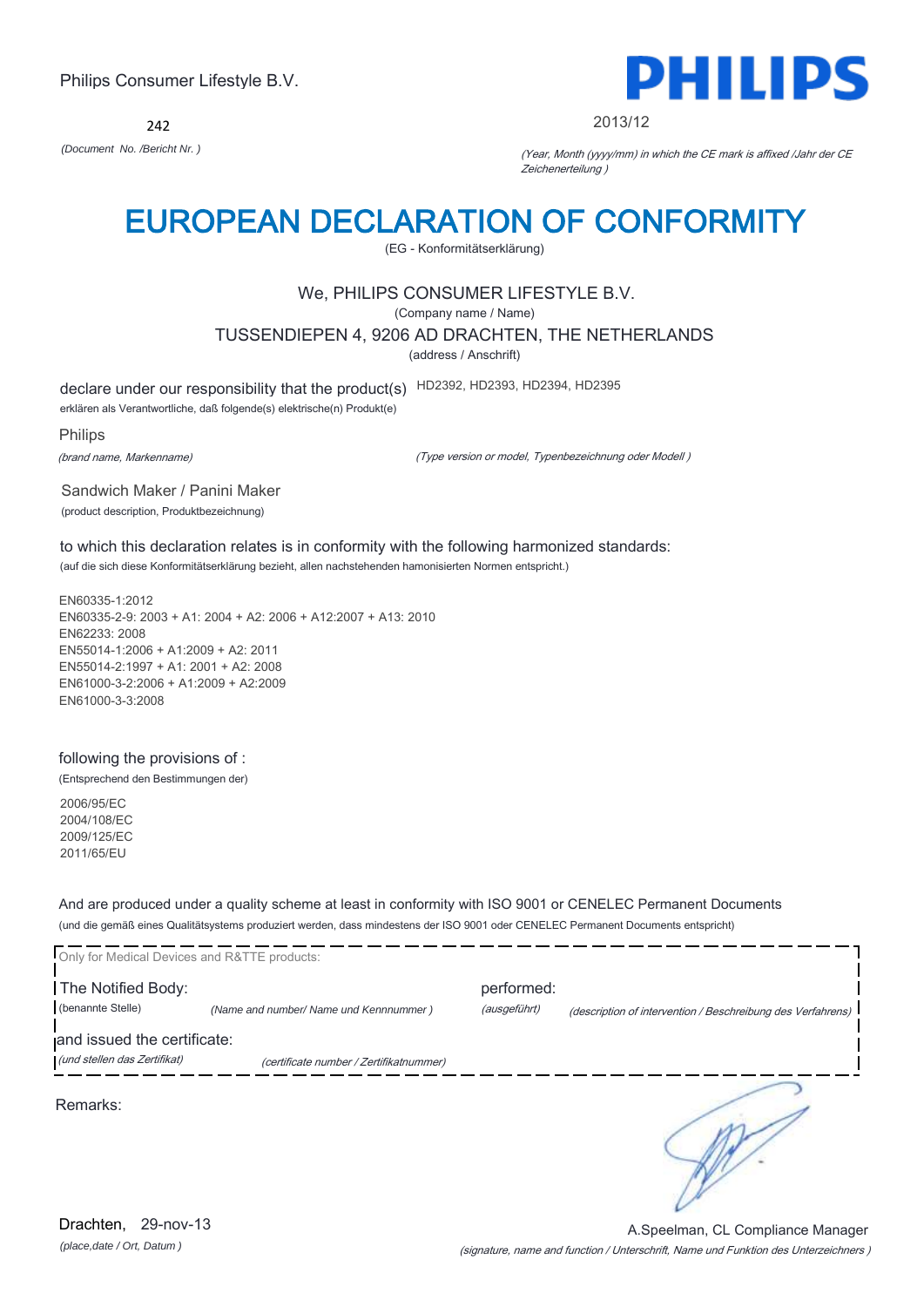Philips Consumer Lifestyle B.V.

242

*(Document No. /Bericht Nr. )*

PHILIPS

2013/12

*(Year, Month (yyyy/mm) in which the CE mark is affixed /Jahr der CE Zeichenerteilung )*

# EUROPEAN DECLARATION OF CONFORMITY

(EG - Konformitätserklärung)

We, PHILIPS CONSUMER LIFESTYLE B.V.

(Company name / Name)

TUSSENDIEPEN 4, 9206 AD DRACHTEN, THE NETHERLANDS

(address / Anschrift)

declare under our responsibility that the product(s) HD2392, HD2393, HD2394, HD2395

erklären als Verantwortliche, daß folgende(s) elektrische(n) Produkt(e)

Philips

*(brand name, Markenname)*

*(Type version or model, Typenbezeichnung oder Modell )*

Sandwich Maker / Panini Maker

(product description, Produktbezeichnung)

to which this declaration relates is in conformity with the following harmonized standards:

(auf die sich diese Konformitätserklärung bezieht, allen nachstehenden hamonisierten Normen entspricht.)

EN60335-1:2012
EN60335-2-9: 2003 + A1: 2004 + A2: 2006 + A12:2007 + A13: 2010
EN62233: 2008
EN55014-1:2006 + A1:2009 + A2: 2011
EN55014-2:1997 + A1: 2001 + A2: 2008
EN61000-3-2:2006 + A1:2009 + A2:2009
EN61000-3-3:2008

following the provisions of :

(Entsprechend den Bestimmungen der)

2006/95/EC
2004/108/EC
2009/125/EC
2011/65/EU

And are produced under a quality scheme at least in conformity with ISO 9001 or CENELEC Permanent Documents

(und die gemäß eines Qualitätsystems produziert werden, dass mindestens der ISO 9001 oder CENELEC Permanent Documents entspricht)

Only for Medical Devices and R&TTE products:

The Notified Body: *(Name and number/ Name und Kennnummer )* performed: *(ausgeführt)* *(description of intervention / Beschreibung des Verfahrens)*

(benannte Stelle)

and issued the certificate: *(certificate number / Zertifikatnummer)*

*(und stellen das Zertifikat)*

Remarks:

Drachten, 29-nov-13

*(place,date / Ort, Datum )*

A.Speelman, CL Compliance Manager

*(signature, name and function / Unterschrift, Name und Funktion des Unterzeichners )*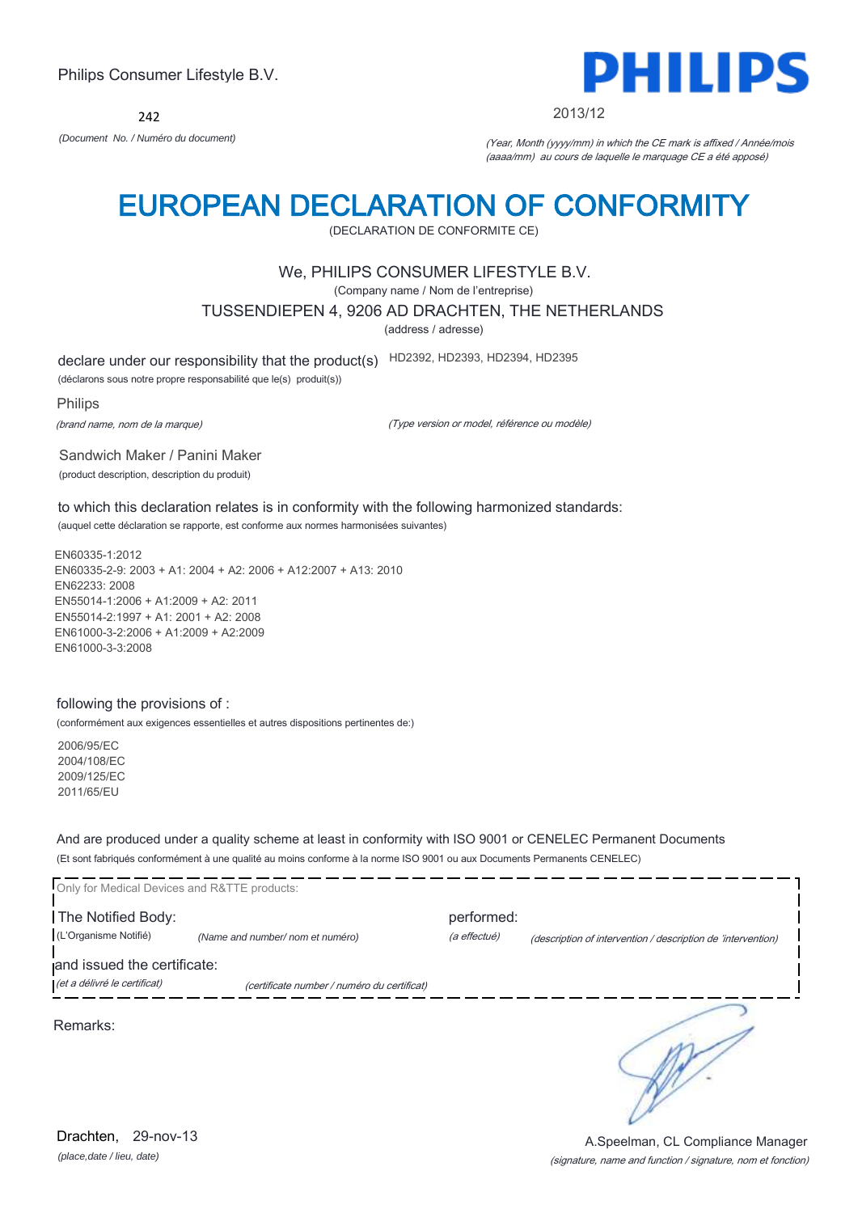Philips Consumer Lifestyle B.V.

**PHILIPS**

242

*(Document No. / Numéro du document)*

2013/12

*(Year, Month (yyyy/mm) in which the CE mark is affixed / Année/mois (aaaa/mm) au cours de laquelle le marquage CE a été apposé)*

# EUROPEAN DECLARATION OF CONFORMITY

(DECLARATION DE CONFORMITE CE)

We, PHILIPS CONSUMER LIFESTYLE B.V.

(Company name / Nom de l'entreprise)

TUSSENDIEPEN 4, 9206 AD DRACHTEN, THE NETHERLANDS

(address / adresse)

declare under our responsibility that the product(s) HD2392, HD2393, HD2394, HD2395

(déclarons sous notre propre responsabilité que le(s) produit(s))

Philips

*(brand name, nom de la marque)*

*(Type version or model, référence ou modèle)*

Sandwich Maker / Panini Maker

(product description, description du produit)

to which this declaration relates is in conformity with the following harmonized standards:

(auquel cette déclaration se rapporte, est conforme aux normes harmonisées suivantes)

EN60335-1:2012
EN60335-2-9: 2003 + A1: 2004 + A2: 2006 + A12:2007 + A13: 2010
EN62233: 2008
EN55014-1:2006 + A1:2009 + A2: 2011
EN55014-2:1997 + A1: 2001 + A2: 2008
EN61000-3-2:2006 + A1:2009 + A2:2009
EN61000-3-3:2008

following the provisions of :

(conformément aux exigences essentielles et autres dispositions pertinentes de:)

2006/95/EC
2004/108/EC
2009/125/EC
2011/65/EU

And are produced under a quality scheme at least in conformity with ISO 9001 or CENELEC Permanent Documents

(Et sont fabriqués conformément à une qualité au moins conforme à la norme ISO 9001 ou aux Documents Permanents CENELEC)

Only for Medical Devices and R&TTE products:

The Notified Body: performed:

(L'Organisme Notifié) *(Name and number/ nom et numéro)* *(a effectué)* *(description of intervention / description de 'intervention)*

and issued the certificate:

*(et a délivré le certificat)* *(certificate number / numéro du certificat)*

Remarks:

Drachten, 29-nov-13

*(place,date / lieu, date)*

A.Speelman, CL Compliance Manager

*(signature, name and function / signature, nom et fonction)*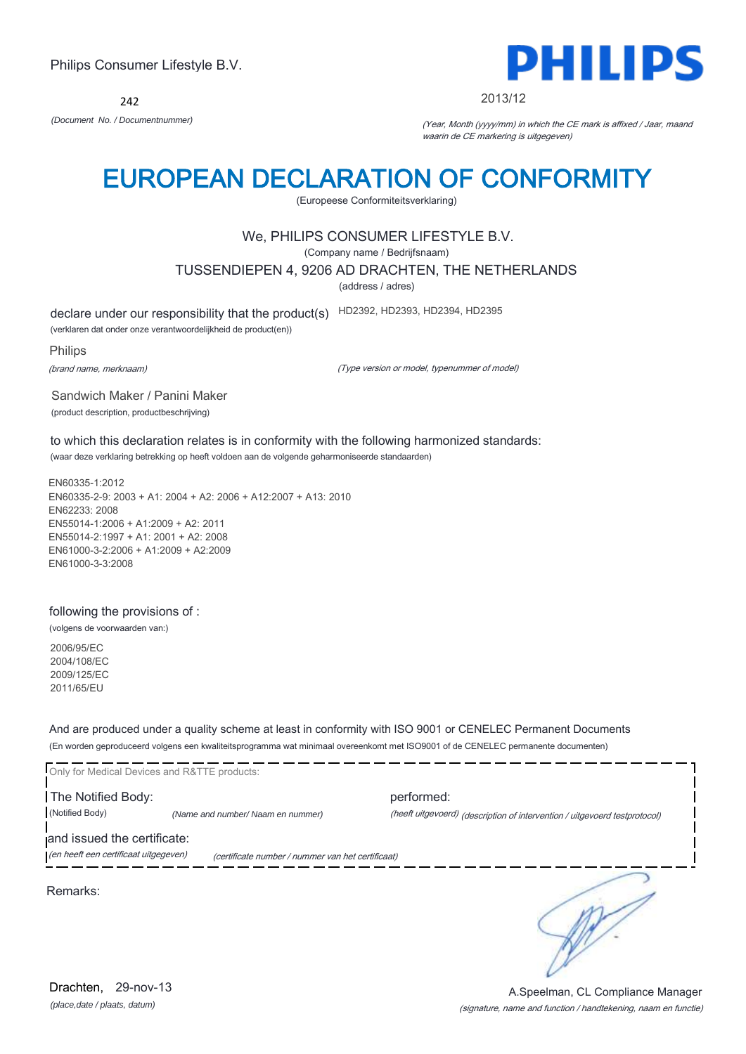Philips Consumer Lifestyle B.V.

242

*(Document No. / Documentnummer)*

**PHILIPS**

2013/12

*(Year, Month (yyyy/mm) in which the CE mark is affixed / Jaar, maand waarin de CE markering is uitgegeven)*

# EUROPEAN DECLARATION OF CONFORMITY

(Europeese Conformiteitsverklaring)

We, PHILIPS CONSUMER LIFESTYLE B.V.

(Company name / Bedrijfsnaam)

TUSSENDIEPEN 4, 9206 AD DRACHTEN, THE NETHERLANDS

(address / adres)

declare under our responsibility that the product(s) HD2392, HD2393, HD2394, HD2395

(verklaren dat onder onze verantwoordelijkheid de product(en))

Philips

*(brand name, merknaam)*

*(Type version or model, typenummer of model)*

Sandwich Maker / Panini Maker

(product description, productbeschrijving)

to which this declaration relates is in conformity with the following harmonized standards:

(waar deze verklaring betrekking op heeft voldoen aan de volgende geharmoniseerde standaarden)

EN60335-1:2012
EN60335-2-9: 2003 + A1: 2004 + A2: 2006 + A12:2007 + A13: 2010
EN62233: 2008
EN55014-1:2006 + A1:2009 + A2: 2011
EN55014-2:1997 + A1: 2001 + A2: 2008
EN61000-3-2:2006 + A1:2009 + A2:2009
EN61000-3-3:2008

following the provisions of :

(volgens de voorwaarden van:)

2006/95/EC
2004/108/EC
2009/125/EC
2011/65/EU

And are produced under a quality scheme at least in conformity with ISO 9001 or CENELEC Permanent Documents

(En worden geproduceerd volgens een kwaliteitsprogramma wat minimaal overeenkomt met ISO9001 of de CENELEC permanente documenten)

Only for Medical Devices and R&TTE products:

The Notified Body: performed:

(Notified Body) *(Name and number/ Naam en nummer)* *(heeft uitgevoerd) (description of intervention / uitgevoerd testprotocol)*

and issued the certificate:

*(en heeft een certificaat uitgegeven)* *(certificate number / nummer van het certificaat)*

Remarks:

Drachten, 29-nov-13

*(place,date / plaats, datum)*

A.Speelman, CL Compliance Manager

*(signature, name and function / handtekening, naam en functie)*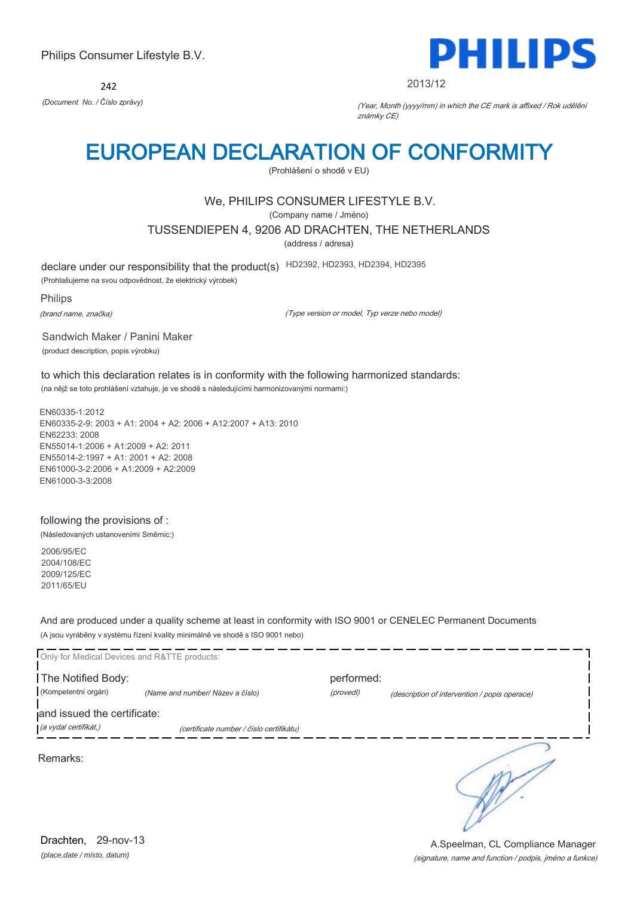Philips Consumer Lifestyle B.V.

**PHILIPS**

242

*(Document No. / Číslo zprávy)*

2013/12

*(Year, Month (yyyy/mm) in which the CE mark is affixed / Rok udělění známky CE)*

# EUROPEAN DECLARATION OF CONFORMITY

(Prohlášení o shodě v EU)

We, PHILIPS CONSUMER LIFESTYLE B.V.

(Company name / Jméno)

TUSSENDIEPEN 4, 9206 AD DRACHTEN, THE NETHERLANDS

(address / adresa)

declare under our responsibility that the product(s) HD2392, HD2393, HD2394, HD2395

(Prohlašujeme na svou odpovědnost, že elektrický výrobek)

Philips

*(brand name, značka)*

*(Type version or model, Typ verze nebo model)*

Sandwich Maker / Panini Maker

(product description, popis výrobku)

to which this declaration relates is in conformity with the following harmonized standards:

(na nějž se toto prohlášení vztahuje, je ve shodě s následujícími harmonizovanými normami:)

EN60335-1:2012
EN60335-2-9: 2003 + A1: 2004 + A2: 2006 + A12:2007 + A13: 2010
EN62233: 2008
EN55014-1:2006 + A1:2009 + A2: 2011
EN55014-2:1997 + A1: 2001 + A2: 2008
EN61000-3-2:2006 + A1:2009 + A2:2009
EN61000-3-3:2008

following the provisions of :

(Následovaných ustanoveními Směrnic:)

2006/95/EC
2004/108/EC
2009/125/EC
2011/65/EU

And are produced under a quality scheme at least in conformity with ISO 9001 or CENELEC Permanent Documents

(A jsou vyráběny v systému řízení kvality minimálně ve shodě s ISO 9001 nebo)

Only for Medical Devices and R&TTE products:

The Notified Body: *(Name and number/ Název a číslo)* performed: *(description of intervention / popis operace)*

(Kompetentní orgán) *(provedl)*

and issued the certificate: *(certificate number / číslo certifikátu)*

*(a vydal certifikát,)*

Remarks:

Drachten, 29-nov-13

*(place,date / místo, datum)*

A.Speelman, CL Compliance Manager

*(signature, name and function / podpis, jméno a funkce)*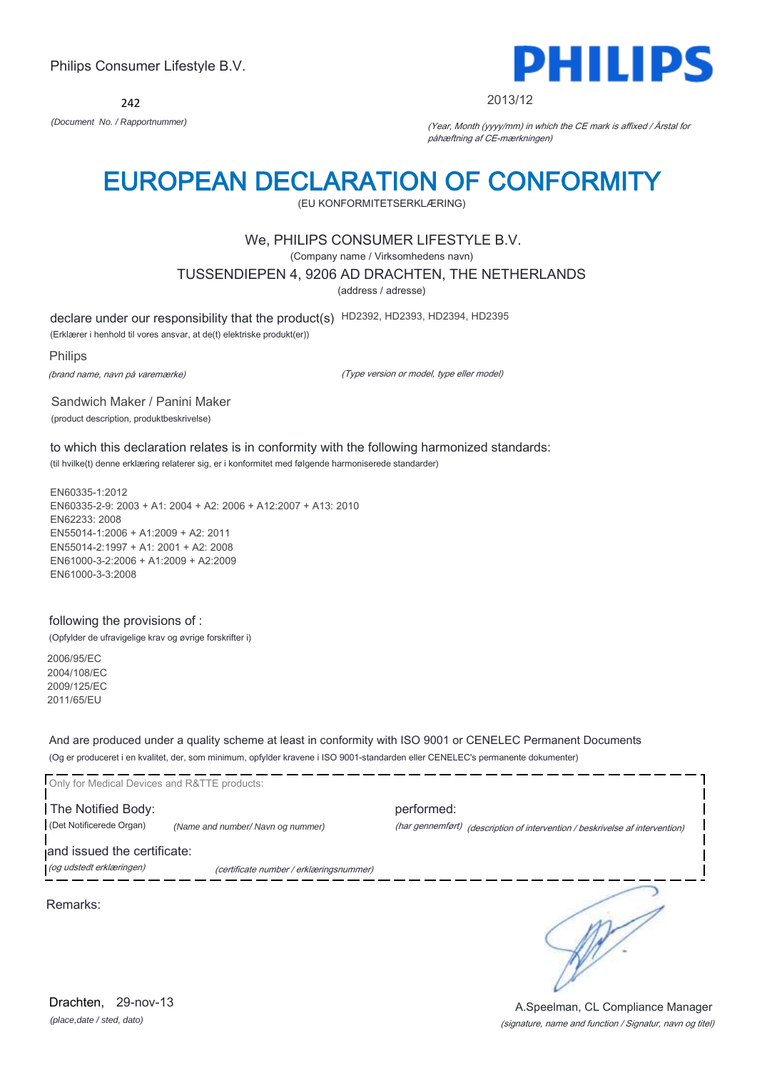Philips Consumer Lifestyle B.V.

**PHILIPS**

242

*(Document No. / Rapportnummer)*

2013/12

*(Year, Month (yyyy/mm) in which the CE mark is affixed / Årstal for påhæftning af CE-mærkningen)*

# EUROPEAN DECLARATION OF CONFORMITY

(EU KONFORMITETSERKLÆRING)

We, PHILIPS CONSUMER LIFESTYLE B.V.

(Company name / Virksomhedens navn)

TUSSENDIEPEN 4, 9206 AD DRACHTEN, THE NETHERLANDS

(address / adresse)

declare under our responsibility that the product(s) HD2392, HD2393, HD2394, HD2395

(Erklærer i henhold til vores ansvar, at de(t) elektriske produkt(er))

Philips

*(brand name, navn på varemærke)*

*(Type version or model, type eller model)*

Sandwich Maker / Panini Maker

(product description, produktbeskrivelse)

to which this declaration relates is in conformity with the following harmonized standards:

(til hvilke(t) denne erklæring relaterer sig, er i konformitet med følgende harmoniserede standarder)

EN60335-1:2012
EN60335-2-9: 2003 + A1: 2004 + A2: 2006 + A12:2007 + A13: 2010
EN62233: 2008
EN55014-1:2006 + A1:2009 + A2: 2011
EN55014-2:1997 + A1: 2001 + A2: 2008
EN61000-3-2:2006 + A1:2009 + A2:2009
EN61000-3-3:2008

following the provisions of :

(Opfylder de ufravigelige krav og øvrige forskrifter i)

2006/95/EC
2004/108/EC
2009/125/EC
2011/65/EU

And are produced under a quality scheme at least in conformity with ISO 9001 or CENELEC Permanent Documents

(Og er produceret i en kvalitet, der, som minimum, opfylder kravene i ISO 9001-standarden eller CENELEC's permanente dokumenter)

Only for Medical Devices and R&TTE products:

The Notified Body: (Det Notificerede Organ) *(Name and number/ Navn og nummer)*

performed: *(har gennemført)* *(description of intervention / beskrivelse af intervention)*

and issued the certificate: *(og udstedt erklæringen)* *(certificate number / erklæringsnummer)*

Remarks:

Drachten, 29-nov-13

*(place,date / sted, dato)*

A.Speelman, CL Compliance Manager

*(signature, name and function / Signatur, navn og titel)*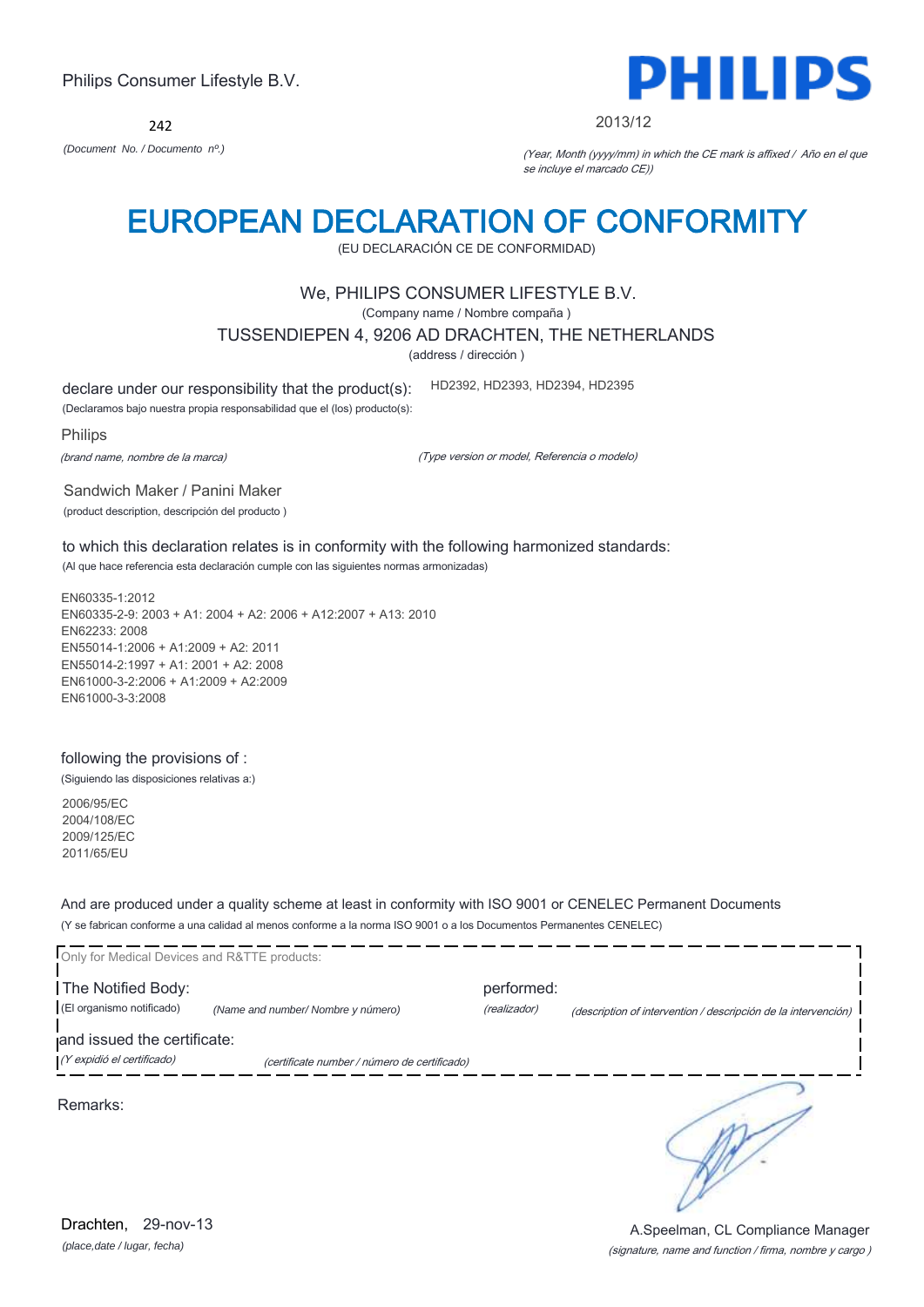Philips Consumer Lifestyle B.V.

**PHILIPS**

242

*(Document No. / Documento nº.)*

2013/12

*(Year, Month (yyyy/mm) in which the CE mark is affixed / Año en el que se incluye el marcado CE))*

# EUROPEAN DECLARATION OF CONFORMITY

(EU DECLARACIÓN CE DE CONFORMIDAD)

We, PHILIPS CONSUMER LIFESTYLE B.V.

(Company name / Nombre compaña )

TUSSENDIEPEN 4, 9206 AD DRACHTEN, THE NETHERLANDS

(address / dirección )

declare under our responsibility that the product(s): HD2392, HD2393, HD2394, HD2395

(Declaramos bajo nuestra propia responsabilidad que el (los) producto(s):

Philips

*(brand name, nombre de la marca)*

*(Type version or model, Referencia o modelo)*

Sandwich Maker / Panini Maker

(product description, descripción del producto )

to which this declaration relates is in conformity with the following harmonized standards:

(Al que hace referencia esta declaración cumple con las siguientes normas armonizadas)

EN60335-1:2012
EN60335-2-9: 2003 + A1: 2004 + A2: 2006 + A12:2007 + A13: 2010
EN62233: 2008
EN55014-1:2006 + A1:2009 + A2: 2011
EN55014-2:1997 + A1: 2001 + A2: 2008
EN61000-3-2:2006 + A1:2009 + A2:2009
EN61000-3-3:2008

following the provisions of :

(Siguiendo las disposiciones relativas a:)

2006/95/EC
2004/108/EC
2009/125/EC
2011/65/EU

And are produced under a quality scheme at least in conformity with ISO 9001 or CENELEC Permanent Documents

(Y se fabrican conforme a una calidad al menos conforme a la norma ISO 9001 o a los Documentos Permanentes CENELEC)

Only for Medical Devices and R&TTE products:

The Notified Body: performed:

(El organismo notificado) *(Name and number/ Nombre y número)* *(realizador)* *(description of intervention / descripción de la intervención)*

and issued the certificate:

*(Y expidió el certificado)* *(certificate number / número de certificado)*

Remarks:

Drachten, 29-nov-13

*(place,date / lugar, fecha)*

A.Speelman, CL Compliance Manager

*(signature, name and function / firma, nombre y cargo )*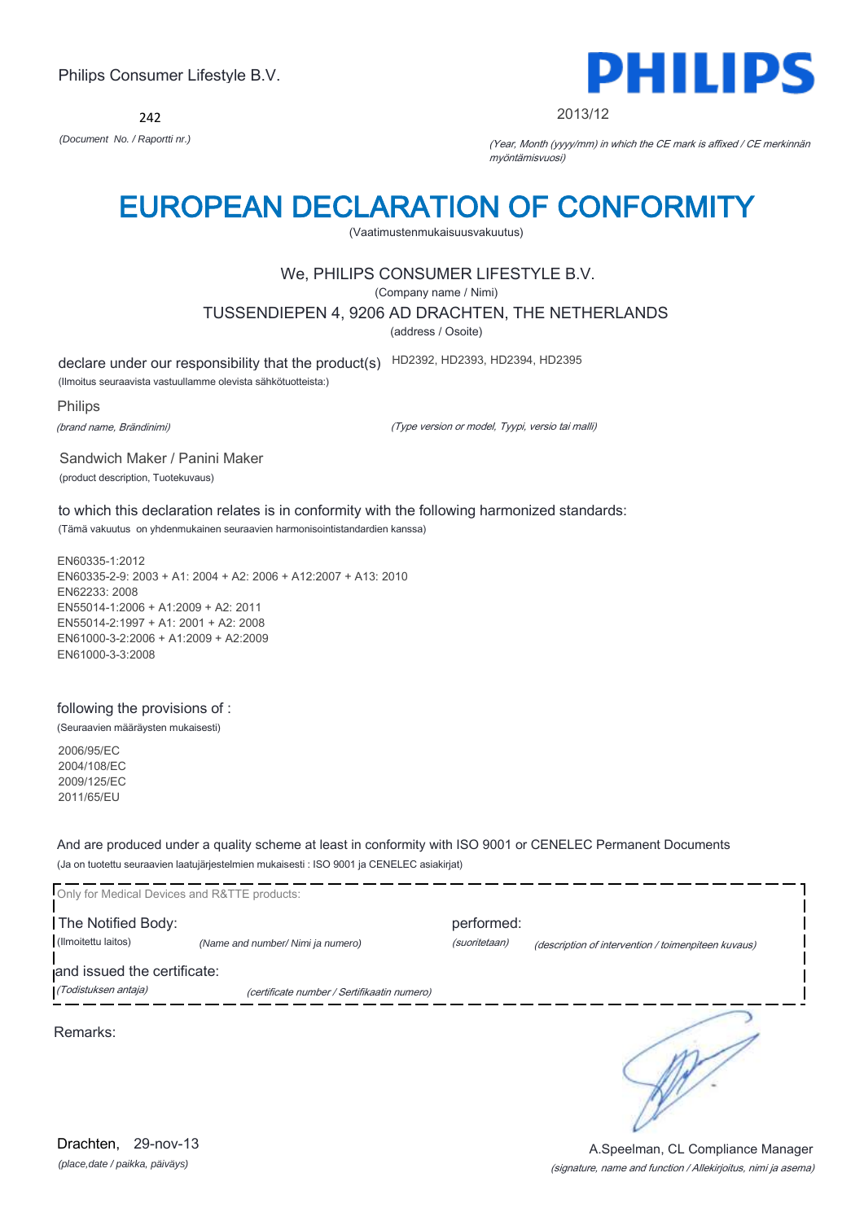Philips Consumer Lifestyle B.V.

242

*(Document No. / Raportti nr.)*

**PHILIPS**

2013/12

*(Year, Month (yyyy/mm) in which the CE mark is affixed / CE merkinnän myöntämisvuosi)*

# EUROPEAN DECLARATION OF CONFORMITY

(Vaatimustenmukaisuusvakuutus)

We, PHILIPS CONSUMER LIFESTYLE B.V.

(Company name / Nimi)

TUSSENDIEPEN 4, 9206 AD DRACHTEN, THE NETHERLANDS

(address / Osoite)

declare under our responsibility that the product(s) HD2392, HD2393, HD2394, HD2395

(Ilmoitus seuraavista vastuullamme olevista sähkötuotteista:)

Philips

*(brand name, Brändinimi)* *(Type version or model, Tyypi, versio tai malli)*

Sandwich Maker / Panini Maker

(product description, Tuotekuvaus)

to which this declaration relates is in conformity with the following harmonized standards:

(Tämä vakuutus on yhdenmukainen seuraavien harmonisointistandardien kanssa)

EN60335-1:2012
EN60335-2-9: 2003 + A1: 2004 + A2: 2006 + A12:2007 + A13: 2010
EN62233: 2008
EN55014-1:2006 + A1:2009 + A2: 2011
EN55014-2:1997 + A1: 2001 + A2: 2008
EN61000-3-2:2006 + A1:2009 + A2:2009
EN61000-3-3:2008

following the provisions of :

(Seuraavien määräysten mukaisesti)

2006/95/EC
2004/108/EC
2009/125/EC
2011/65/EU

And are produced under a quality scheme at least in conformity with ISO 9001 or CENELEC Permanent Documents

(Ja on tuotettu seuraavien laatujärjestelmien mukaisesti : ISO 9001 ja CENELEC asiakirjat)

Only for Medical Devices and R&TTE products:

The Notified Body: performed:

(Ilmoitettu laitos) *(Name and number/ Nimi ja numero)* *(suoritetaan)* *(description of intervention / toimenpiteen kuvaus)*

and issued the certificate:

*(Todistuksen antaja)* *(certificate number / Sertifikaatin numero)*

Remarks:

Drachten, 29-nov-13

*(place,date / paikka, päiväys)*

A.Speelman, CL Compliance Manager

*(signature, name and function / Allekirjoitus, nimi ja asema)*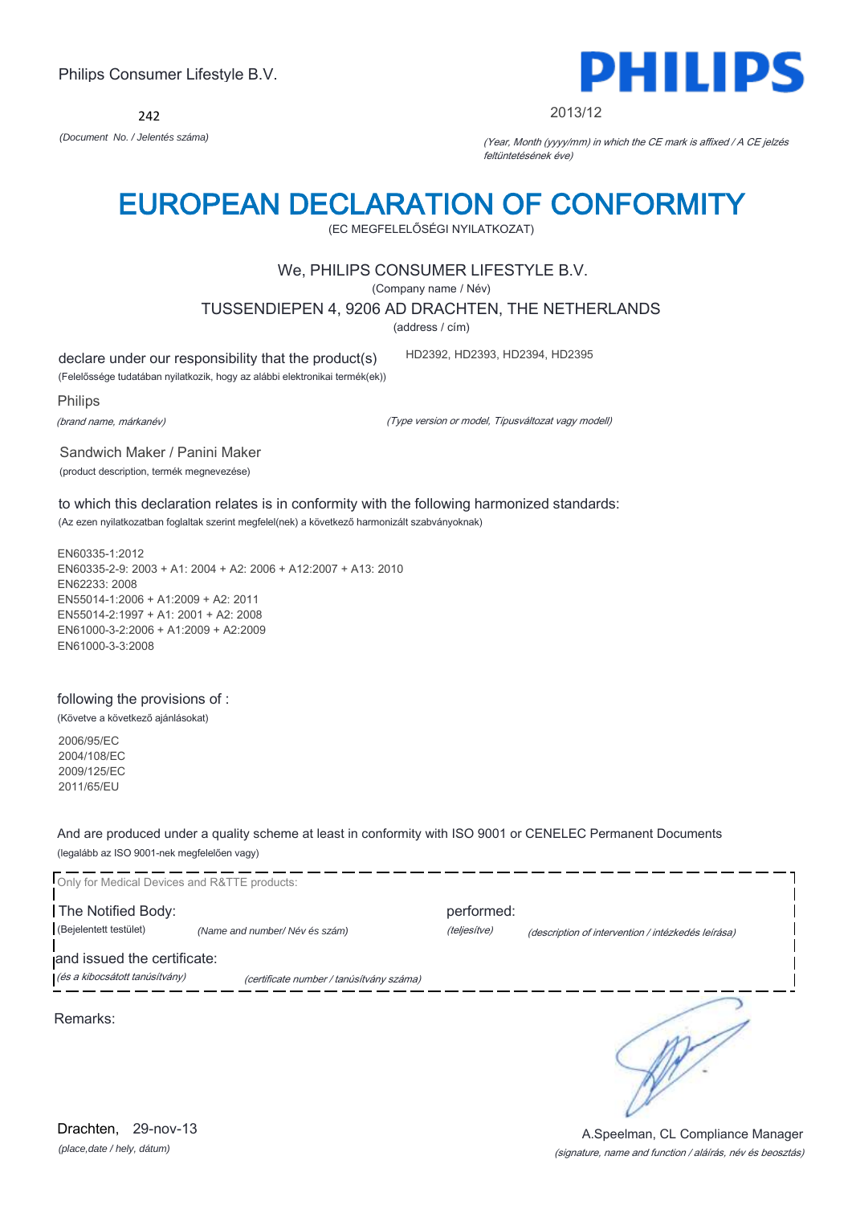Philips Consumer Lifestyle B.V.

**PHILIPS**

242

*(Document No. / Jelentés száma)*

2013/12

*(Year, Month (yyyy/mm) in which the CE mark is affixed / A CE jelzés feltüntetésének éve)*

# EUROPEAN DECLARATION OF CONFORMITY

(EC MEGFELELŐSÉGI NYILATKOZAT)

We, PHILIPS CONSUMER LIFESTYLE B.V.

(Company name / Név)

TUSSENDIEPEN 4, 9206 AD DRACHTEN, THE NETHERLANDS

(address / cím)

declare under our responsibility that the product(s) HD2392, HD2393, HD2394, HD2395

(Felelőssége tudatában nyilatkozik, hogy az alábbi elektronikai termék(ek))

Philips

*(brand name, márkanév)*

*(Type version or model, Típusváltozat vagy modell)*

Sandwich Maker / Panini Maker

(product description, termék megnevezése)

to which this declaration relates is in conformity with the following harmonized standards:

(Az ezen nyilatkozatban foglaltak szerint megfelel(nek) a következő harmonizált szabványoknak)

EN60335-1:2012
EN60335-2-9: 2003 + A1: 2004 + A2: 2006 + A12:2007 + A13: 2010
EN62233: 2008
EN55014-1:2006 + A1:2009 + A2: 2011
EN55014-2:1997 + A1: 2001 + A2: 2008
EN61000-3-2:2006 + A1:2009 + A2:2009
EN61000-3-3:2008

following the provisions of :

(Követve a következő ajánlásokat)

2006/95/EC
2004/108/EC
2009/125/EC
2011/65/EU

And are produced under a quality scheme at least in conformity with ISO 9001 or CENELEC Permanent Documents

(legalább az ISO 9001-nek megfelelően vagy)

Only for Medical Devices and R&TTE products:

The Notified Body: performed:

(Bejelentett testület) *(Name and number/ Név és szám)* *(teljesítve)* *(description of intervention / intézkedés leírása)*

and issued the certificate:

*(és a kibocsátott tanúsítvány)* *(certificate number / tanúsítvány száma)*

Remarks:

Drachten, 29-nov-13

*(place,date / hely, dátum)*

A.Speelman, CL Compliance Manager

*(signature, name and function / aláírás, név és beosztás)*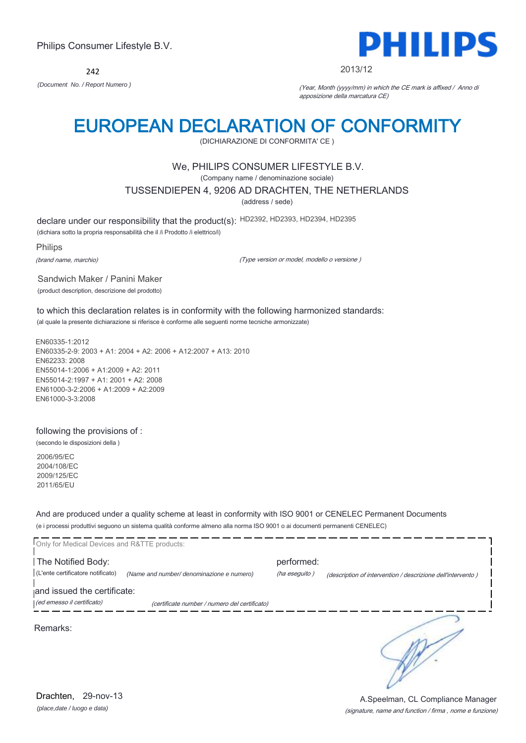Philips Consumer Lifestyle B.V.

242

*(Document No. / Report Numero )*

PHILIPS

2013/12

*(Year, Month (yyyy/mm) in which the CE mark is affixed / Anno di apposizione della marcatura CE)*

# EUROPEAN DECLARATION OF CONFORMITY

(DICHIARAZIONE DI CONFORMITA' CE )

We, PHILIPS CONSUMER LIFESTYLE B.V.

(Company name / denominazione sociale)

TUSSENDIEPEN 4, 9206 AD DRACHTEN, THE NETHERLANDS

(address / sede)

declare under our responsibility that the product(s): HD2392, HD2393, HD2394, HD2395

(dichiara sotto la propria responsabilità che il /i Prodotto /i elettrico/i)

Philips

*(brand name, marchio)* *(Type version or model, modello o versione )*

Sandwich Maker / Panini Maker

(product description, descrizione del prodotto)

to which this declaration relates is in conformity with the following harmonized standards:

(al quale la presente dichiarazione si riferisce è conforme alle seguenti norme tecniche armonizzate)

EN60335-1:2012
EN60335-2-9: 2003 + A1: 2004 + A2: 2006 + A12:2007 + A13: 2010
EN62233: 2008
EN55014-1:2006 + A1:2009 + A2: 2011
EN55014-2:1997 + A1: 2001 + A2: 2008
EN61000-3-2:2006 + A1:2009 + A2:2009
EN61000-3-3:2008

following the provisions of :

(secondo le disposizioni della )

2006/95/EC
2004/108/EC
2009/125/EC
2011/65/EU

And are produced under a quality scheme at least in conformity with ISO 9001 or CENELEC Permanent Documents

(e i processi produttivi seguono un sistema qualità conforme almeno alla norma ISO 9001 o ai documenti permanenti CENELEC)

Only for Medical Devices and R&TTE products:

The Notified Body: performed:

(L'ente certificatore notificato) *(Name and number/ denominazione e numero)* *(ha eseguito )* *(description of intervention / descrizione dell'intervento )*

and issued the certificate:

*(ed emesso il certificato)* *(certificate number / numero del certificato)*

Remarks:

Drachten, 29-nov-13

*(place,date / luogo e data)*

A.Speelman, CL Compliance Manager

*(signature, name and function / firma , nome e funzione)*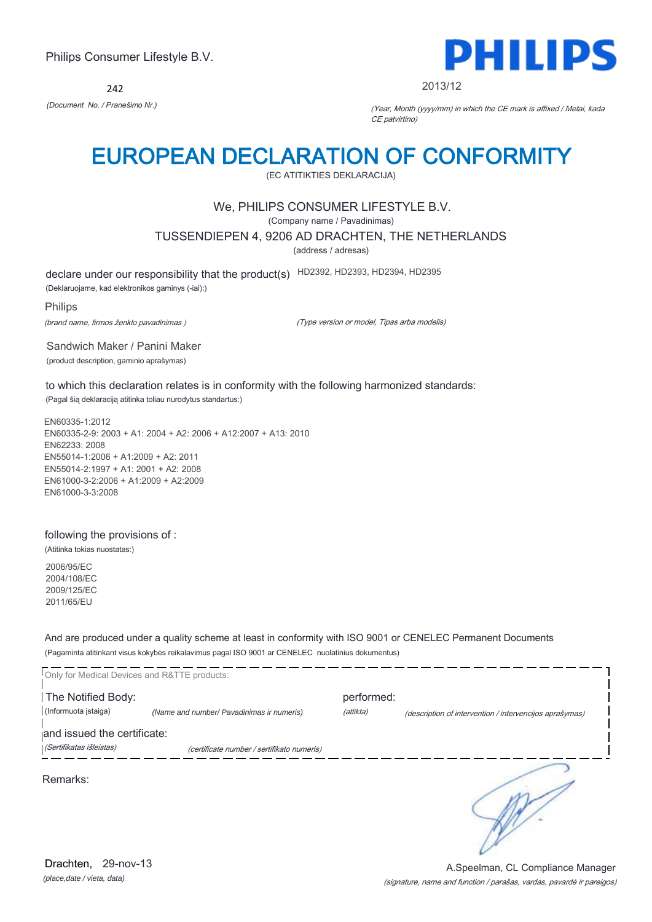Philips Consumer Lifestyle B.V.

242

*(Document No. / Pranešimo Nr.)*

PHILIPS

2013/12

*(Year, Month (yyyy/mm) in which the CE mark is affixed / Metai, kada CE patvirtino)*

# EUROPEAN DECLARATION OF CONFORMITY

(EC ATITIKTIES DEKLARACIJA)

We, PHILIPS CONSUMER LIFESTYLE B.V.

(Company name / Pavadinimas)

TUSSENDIEPEN 4, 9206 AD DRACHTEN, THE NETHERLANDS

(address / adresas)

declare under our responsibility that the product(s) HD2392, HD2393, HD2394, HD2395

(Deklaruojame, kad elektronikos gaminys (-iai):)

Philips

*(brand name, firmos ženklo pavadinimas )* *(Type version or model, Tipas arba modelis)*

Sandwich Maker / Panini Maker

(product description, gaminio aprašymas)

to which this declaration relates is in conformity with the following harmonized standards:

(Pagal šią deklaraciją atitinka toliau nurodytus standartus:)

EN60335-1:2012
EN60335-2-9: 2003 + A1: 2004 + A2: 2006 + A12:2007 + A13: 2010
EN62233: 2008
EN55014-1:2006 + A1:2009 + A2: 2011
EN55014-2:1997 + A1: 2001 + A2: 2008
EN61000-3-2:2006 + A1:2009 + A2:2009
EN61000-3-3:2008

following the provisions of :

(Atitinka tokias nuostatas:)

2006/95/EC
2004/108/EC
2009/125/EC
2011/65/EU

And are produced under a quality scheme at least in conformity with ISO 9001 or CENELEC Permanent Documents

(Pagaminta atitinkant visus kokybės reikalavimus pagal ISO 9001 ar CENELEC nuolatinius dokumentus)

Only for Medical Devices and R&TTE products:

The Notified Body: performed:

(Informuota įstaiga) *(Name and number/ Pavadinimas ir numeris)* *(atlikta)* *(description of intervention / intervencijos aprašymas)*

and issued the certificate:

*(Sertifikatas išleistas)* *(certificate number / sertifikato numeris)*

Remarks:

Drachten, 29-nov-13

*(place,date / vieta, data)*

A.Speelman, CL Compliance Manager

*(signature, name and function / parašas, vardas, pavardė ir pareigos)*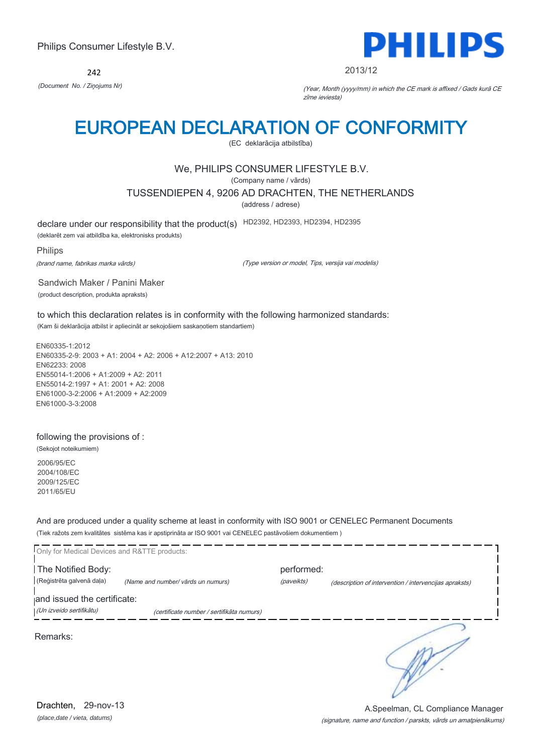Philips Consumer Lifestyle B.V.

242

*(Document No. / Ziņojums Nr)*

PHILIPS

2013/12

*(Year, Month (yyyy/mm) in which the CE mark is affixed / Gads kurā CE zīme ieviesta)*

# EUROPEAN DECLARATION OF CONFORMITY

(EC deklarācija atbilstība)

We, PHILIPS CONSUMER LIFESTYLE B.V.

(Company name / vārds)

TUSSENDIEPEN 4, 9206 AD DRACHTEN, THE NETHERLANDS

(address / adrese)

declare under our responsibility that the product(s) HD2392, HD2393, HD2394, HD2395

(deklarēt zem vai atbildība ka, elektronisks produkts)

Philips

*(brand name, fabrikas marka vārds)*

*(Type version or model, Tips, versija vai modelis)*

Sandwich Maker / Panini Maker

(product description, produkta apraksts)

to which this declaration relates is in conformity with the following harmonized standards:

(Kam ši deklarācija atbilst ir apliecināt ar sekojošiem saskaņotiem standartiem)

EN60335-1:2012
EN60335-2-9: 2003 + A1: 2004 + A2: 2006 + A12:2007 + A13: 2010
EN62233: 2008
EN55014-1:2006 + A1:2009 + A2: 2011
EN55014-2:1997 + A1: 2001 + A2: 2008
EN61000-3-2:2006 + A1:2009 + A2:2009
EN61000-3-3:2008

following the provisions of :

(Sekojot noteikumiem)

2006/95/EC
2004/108/EC
2009/125/EC
2011/65/EU

And are produced under a quality scheme at least in conformity with ISO 9001 or CENELEC Permanent Documents

(Tiek ražots zem kvalitātes sistēma kas ir apstiprināta ar ISO 9001 vai CENELEC pastāvošiem dokumentiem )

Only for Medical Devices and R&TTE products:

The Notified Body: (Reģistrēta galvenā daļa) *(Name and number/ vārds un numurs)*

performed: *(paveikts)* *(description of intervention / intervencijas apraksts)*

and issued the certificate: *(Un izveido sertifikātu)* *(certificate number / sertifikāta numurs)*

Remarks:

Drachten, 29-nov-13

*(place,date / vieta, datums)*

A.Speelman, CL Compliance Manager

*(signature, name and function / parskts, vārds un amatpienākums)*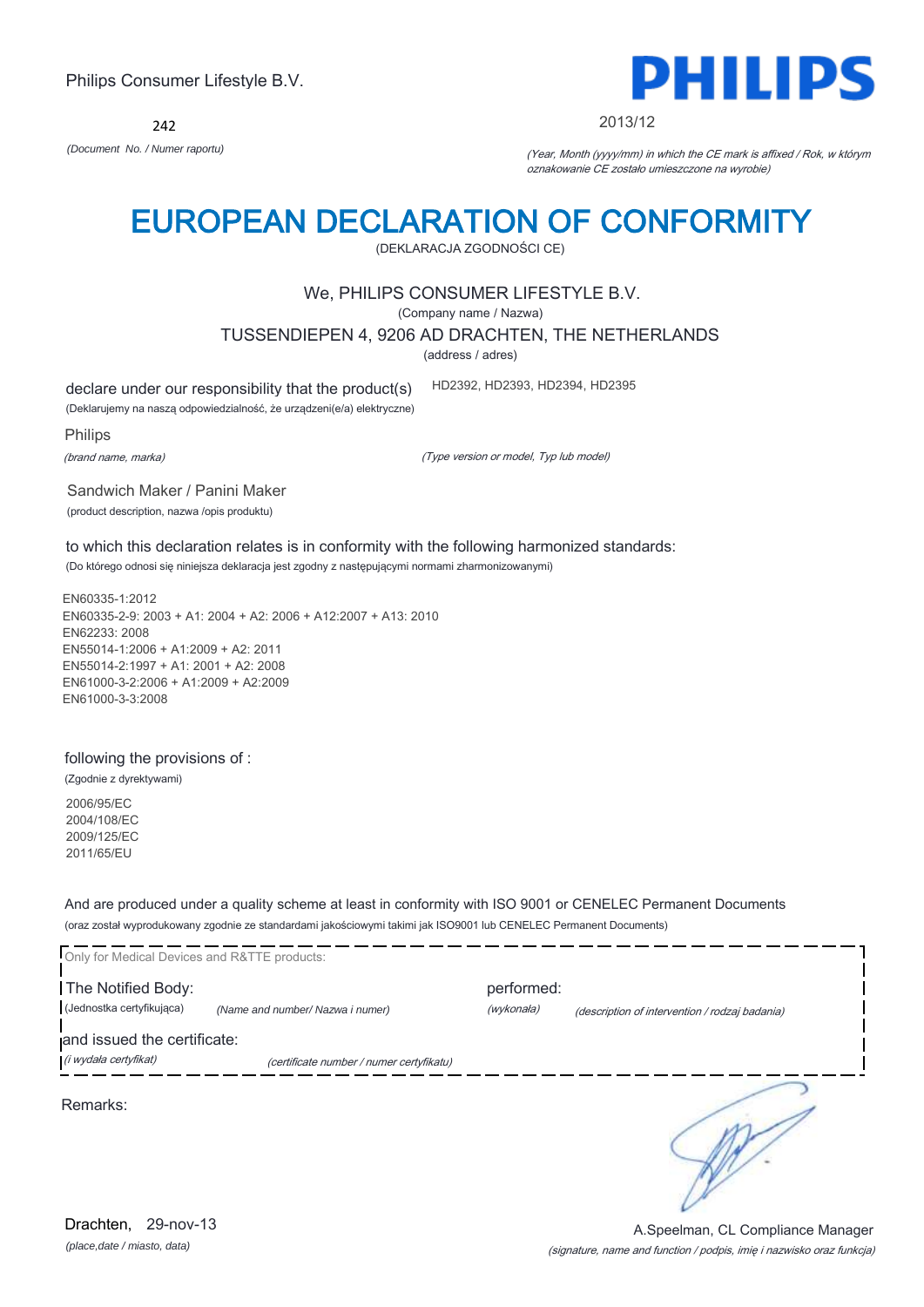Philips Consumer Lifestyle B.V.

**PHILIPS**

242

*(Document No. / Numer raportu)*

2013/12

*(Year, Month (yyyy/mm) in which the CE mark is affixed / Rok, w którym oznakowanie CE zostało umieszczone na wyrobie)*

# EUROPEAN DECLARATION OF CONFORMITY

(DEKLARACJA ZGODNOŚCI CE)

We, PHILIPS CONSUMER LIFESTYLE B.V.

(Company name / Nazwa)

TUSSENDIEPEN 4, 9206 AD DRACHTEN, THE NETHERLANDS

(address / adres)

declare under our responsibility that the product(s) HD2392, HD2393, HD2394, HD2395

(Deklarujemy na naszą odpowiedzialność, że urządzeni(e/a) elektryczne)

Philips

*(brand name, marka)*

*(Type version or model, Typ lub model)*

Sandwich Maker / Panini Maker

(product description, nazwa /opis produktu)

to which this declaration relates is in conformity with the following harmonized standards:

(Do którego odnosi się niniejsza deklaracja jest zgodny z następującymi normami zharmonizowanymi)

EN60335-1:2012
EN60335-2-9: 2003 + A1: 2004 + A2: 2006 + A12:2007 + A13: 2010
EN62233: 2008
EN55014-1:2006 + A1:2009 + A2: 2011
EN55014-2:1997 + A1: 2001 + A2: 2008
EN61000-3-2:2006 + A1:2009 + A2:2009
EN61000-3-3:2008

following the provisions of :

(Zgodnie z dyrektywami)

2006/95/EC
2004/108/EC
2009/125/EC
2011/65/EU

And are produced under a quality scheme at least in conformity with ISO 9001 or CENELEC Permanent Documents

(oraz został wyprodukowany zgodnie ze standardami jakościowymi takimi jak ISO9001 lub CENELEC Permanent Documents)

Only for Medical Devices and R&TTE products:

The Notified Body: (Jednostka certyfikująca) *(Name and number/ Nazwa i numer)*

performed: *(wykonała)* *(description of intervention / rodzaj badania)*

and issued the certificate: *(i wydała certyfikat)* *(certificate number / numer certyfikatu)*

Remarks:

Drachten, 29-nov-13

*(place,date / miasto, data)*

A.Speelman, CL Compliance Manager

*(signature, name and function / podpis, imię i nazwisko oraz funkcja)*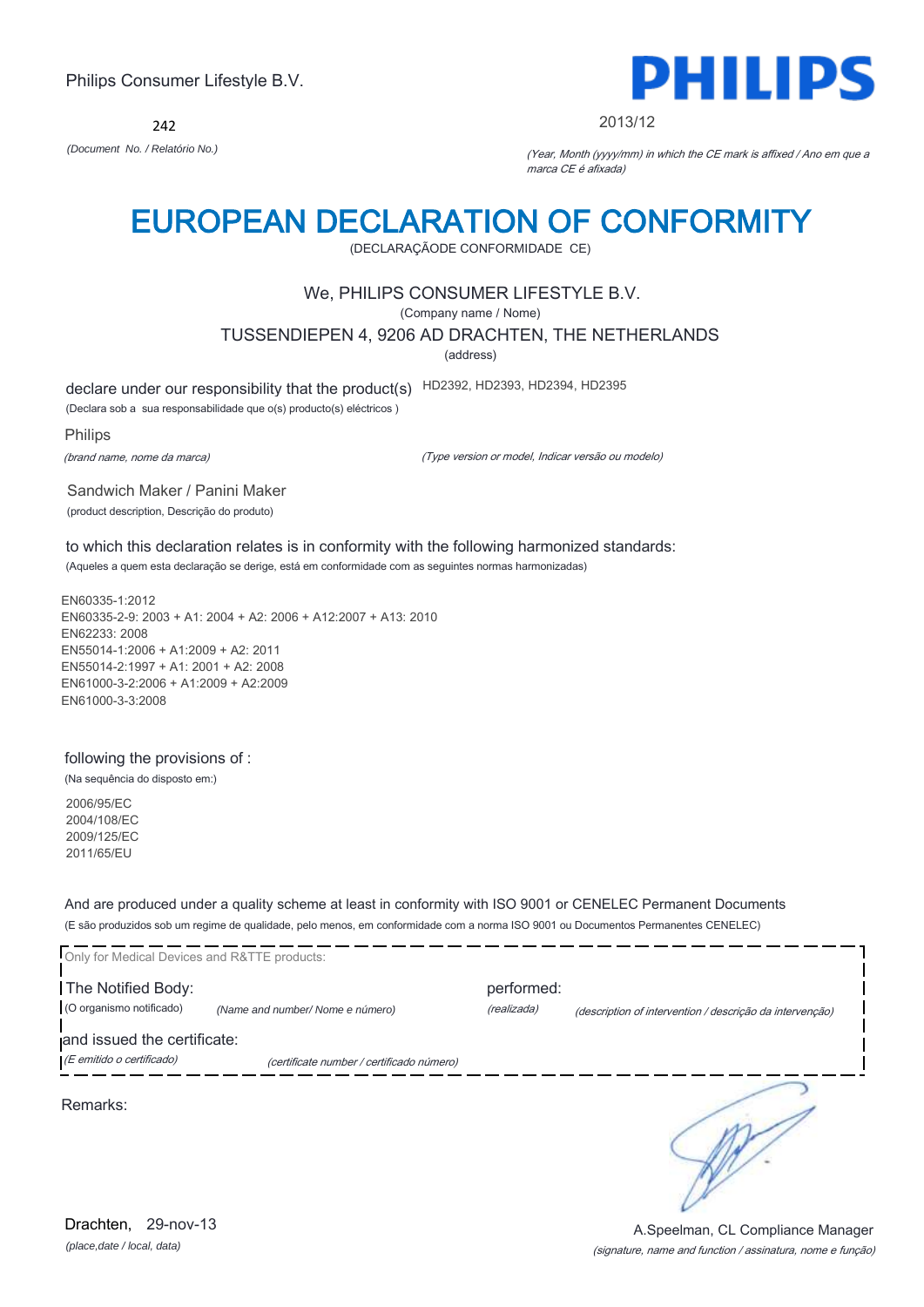Philips Consumer Lifestyle B.V.

**PHILIPS**

242

*(Document No. / Relatório No.)*

2013/12

*(Year, Month (yyyy/mm) in which the CE mark is affixed / Ano em que a marca CE é afixada)*

# EUROPEAN DECLARATION OF CONFORMITY

(DECLARAÇÃODE CONFORMIDADE CE)

We, PHILIPS CONSUMER LIFESTYLE B.V.

(Company name / Nome)

TUSSENDIEPEN 4, 9206 AD DRACHTEN, THE NETHERLANDS

(address)

declare under our responsibility that the product(s) HD2392, HD2393, HD2394, HD2395

(Declara sob a sua responsabilidade que o(s) producto(s) eléctricos )

Philips

*(brand name, nome da marca)*

*(Type version or model, Indicar versão ou modelo)*

Sandwich Maker / Panini Maker

(product description, Descrição do produto)

to which this declaration relates is in conformity with the following harmonized standards:

(Aqueles a quem esta declaração se derige, está em conformidade com as seguintes normas harmonizadas)

EN60335-1:2012
EN60335-2-9: 2003 + A1: 2004 + A2: 2006 + A12:2007 + A13: 2010
EN62233: 2008
EN55014-1:2006 + A1:2009 + A2: 2011
EN55014-2:1997 + A1: 2001 + A2: 2008
EN61000-3-2:2006 + A1:2009 + A2:2009
EN61000-3-3:2008

following the provisions of :

(Na sequência do disposto em:)

2006/95/EC
2004/108/EC
2009/125/EC
2011/65/EU

And are produced under a quality scheme at least in conformity with ISO 9001 or CENELEC Permanent Documents

(E são produzidos sob um regime de qualidade, pelo menos, em conformidade com a norma ISO 9001 ou Documentos Permanentes CENELEC)

Only for Medical Devices and R&TTE products:

The Notified Body: (O organismo notificado) *(Name and number/ Nome e número)*

performed: *(realizada)* *(description of intervention / descrição da intervenção)*

and issued the certificate: *(E emitido o certificado)* *(certificate number / certificado número)*

Remarks:

Drachten, 29-nov-13

*(place,date / local, data)*

A.Speelman, CL Compliance Manager

*(signature, name and function / assinatura, nome e função)*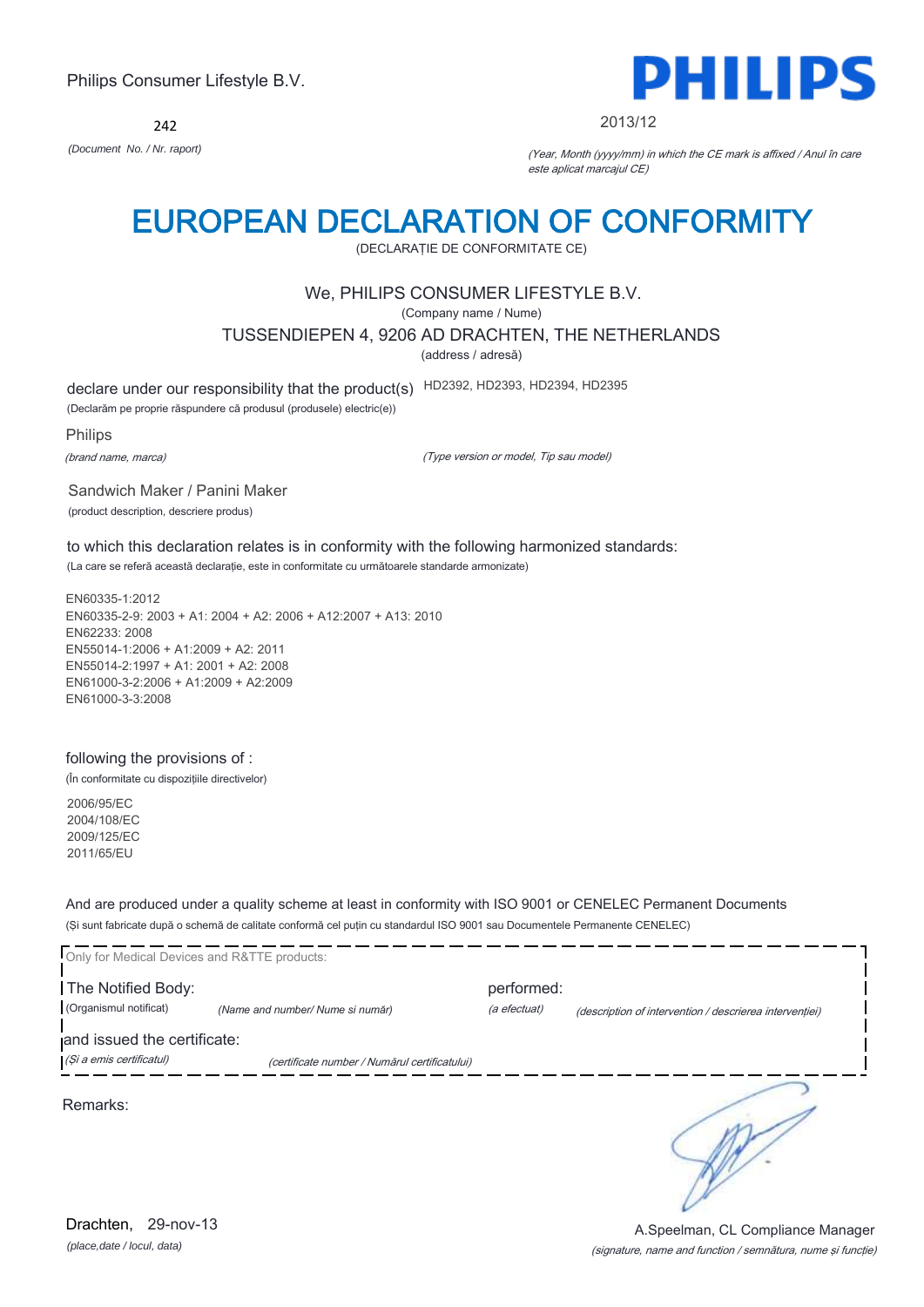Philips Consumer Lifestyle B.V.

242

*(Document No. / Nr. raport)*

**PHILIPS**

2013/12

*(Year, Month (yyyy/mm) in which the CE mark is affixed / Anul în care este aplicat marcajul CE)*

# EUROPEAN DECLARATION OF CONFORMITY

(DECLARAȚIE DE CONFORMITATE CE)

We, PHILIPS CONSUMER LIFESTYLE B.V.

(Company name / Nume)

TUSSENDIEPEN 4, 9206 AD DRACHTEN, THE NETHERLANDS

(address / adresă)

declare under our responsibility that the product(s) HD2392, HD2393, HD2394, HD2395

(Declarăm pe proprie răspundere că produsul (produsele) electric(e))

Philips

*(brand name, marca)*

*(Type version or model, Tip sau model)*

Sandwich Maker / Panini Maker

(product description, descriere produs)

to which this declaration relates is in conformity with the following harmonized standards:

(La care se referă această declarație, este in conformitate cu următoarele standarde armonizate)

EN60335-1:2012
EN60335-2-9: 2003 + A1: 2004 + A2: 2006 + A12:2007 + A13: 2010
EN62233: 2008
EN55014-1:2006 + A1:2009 + A2: 2011
EN55014-2:1997 + A1: 2001 + A2: 2008
EN61000-3-2:2006 + A1:2009 + A2:2009
EN61000-3-3:2008

following the provisions of :

(În conformitate cu dispozițiile directivelor)

2006/95/EC
2004/108/EC
2009/125/EC
2011/65/EU

And are produced under a quality scheme at least in conformity with ISO 9001 or CENELEC Permanent Documents

(Și sunt fabricate după o schemă de calitate conformă cel puțin cu standardul ISO 9001 sau Documentele Permanente CENELEC)

Only for Medical Devices and R&TTE products:

The Notified Body: *(Name and number/ Nume si număr)* performed: *(a efectuat)* *(description of intervention / descrierea intervenției)*

(Organismul notificat)

and issued the certificate: *(certificate number / Numărul certificatului)*

*(Și a emis certificatul)*

Remarks:

Drachten, 29-nov-13

*(place,date / locul, data)*

A.Speelman, CL Compliance Manager

*(signature, name and function / semnătura, nume și funcție)*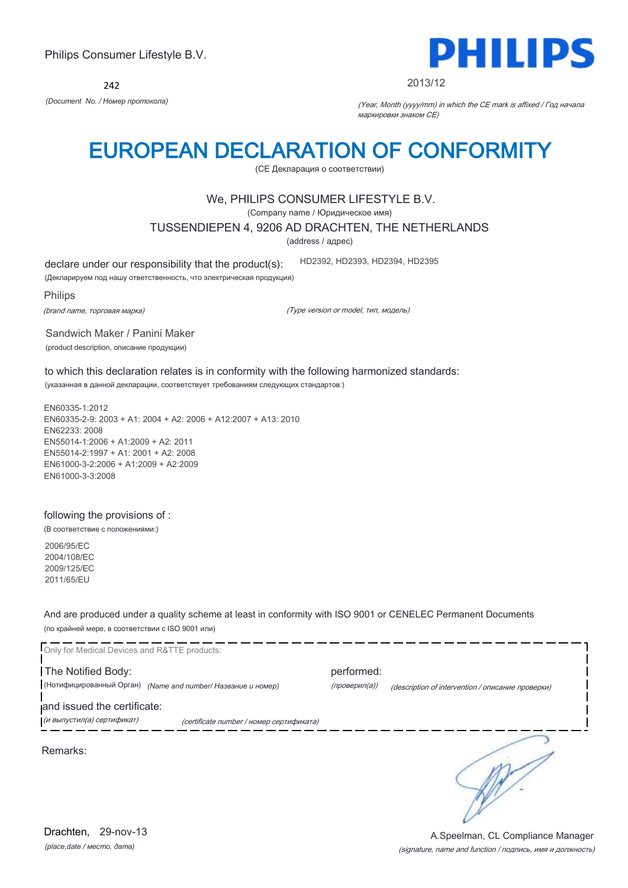Philips Consumer Lifestyle B.V.

PHILIPS

242

*(Document No. / Номер протокола)*

2013/12

*(Year, Month (yyyy/mm) in which the CE mark is affixed / Год начала маркировки знаком CE)*

# EUROPEAN DECLARATION OF CONFORMITY

(CE Декларация о соответствии)

We, PHILIPS CONSUMER LIFESTYLE B.V.

(Company name / Юридическое имя)

TUSSENDIEPEN 4, 9206 AD DRACHTEN, THE NETHERLANDS

(address / адрес)

declare under our responsibility that the product(s): HD2392, HD2393, HD2394, HD2395

(Декларируем под нашу ответственность, что электрическая продукция)

Philips

*(brand name, торговая марка)*

*(Type version or model, тип, модель)*

Sandwich Maker / Panini Maker

(product description, описание продукции)

to which this declaration relates is in conformity with the following harmonized standards:

(указанная в данной декларации, соответствует требованиям следующих стандартов:)

EN60335-1:2012
EN60335-2-9: 2003 + A1: 2004 + A2: 2006 + A12:2007 + A13: 2010
EN62233: 2008
EN55014-1:2006 + A1:2009 + A2: 2011
EN55014-2:1997 + A1: 2001 + A2: 2008
EN61000-3-2:2006 + A1:2009 + A2:2009
EN61000-3-3:2008

following the provisions of :

(В соответствие с положениями:)

2006/95/EC
2004/108/EC
2009/125/EC
2011/65/EU

And are produced under a quality scheme at least in conformity with ISO 9001 or CENELEC Permanent Documents

(по крайней мере, в соответствии с ISO 9001 или)

Only for Medical Devices and R&TTE products:

The Notified Body: performed:

(Нотифицированный Орган) *(Name and number/ Название и номер)* *(проверил(а))* *(description of intervention / описание проверки)*

and issued the certificate:

*(и выпустил(а) сертификат)* *(certificate number / номер сертификата)*

Remarks:

Drachten, 29-nov-13

*(place,date / место, дата)*

A.Speelman, CL Compliance Manager

*(signature, name and function / подпись, имя и должность)*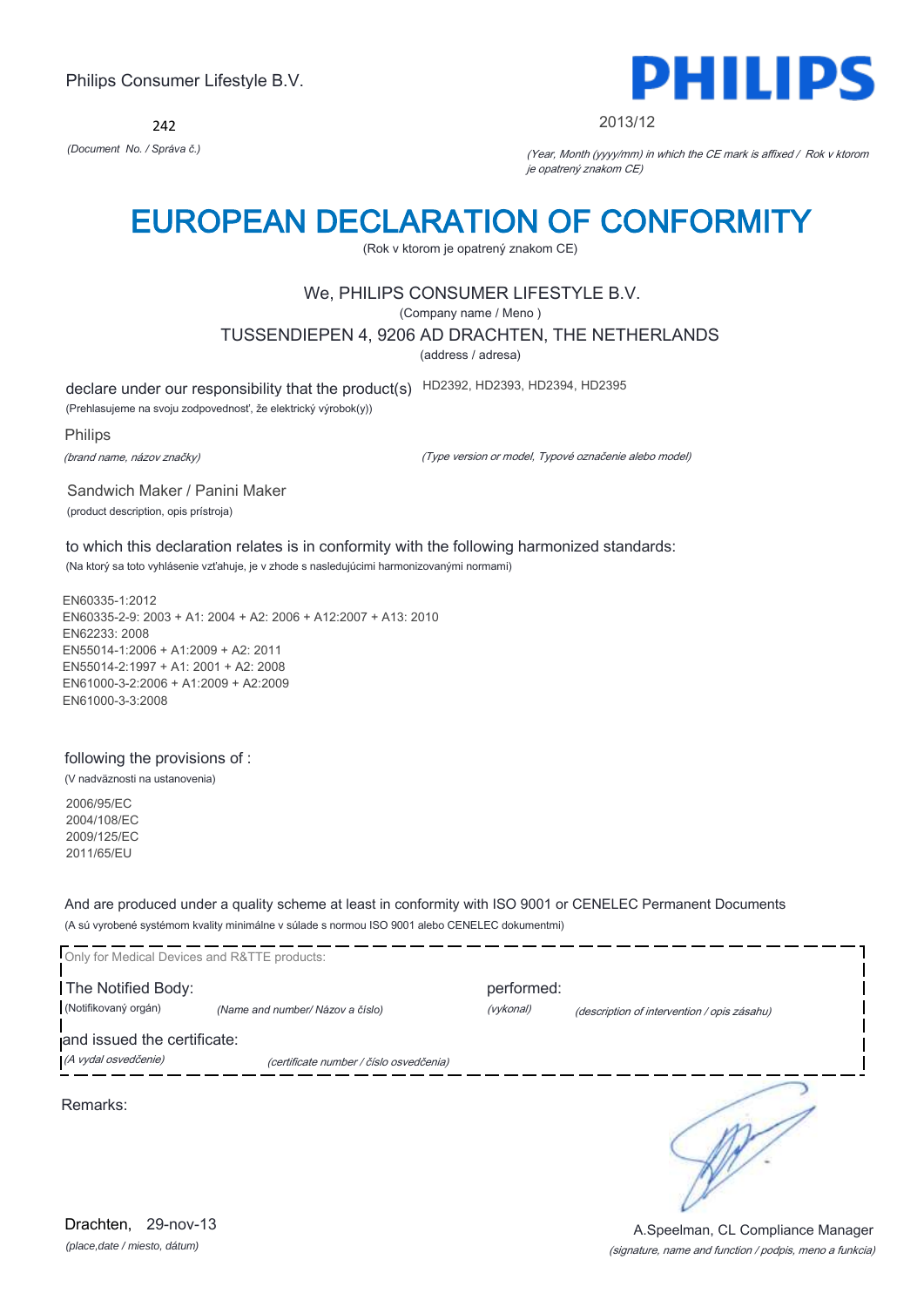Philips Consumer Lifestyle B.V.

242

*(Document No. / Správa č.)*

**PHILIPS**

2013/12

*(Year, Month (yyyy/mm) in which the CE mark is affixed / Rok v ktorom je opatrený znakom CE)*

# EUROPEAN DECLARATION OF CONFORMITY

(Rok v ktorom je opatrený znakom CE)

We, PHILIPS CONSUMER LIFESTYLE B.V.

(Company name / Meno )

TUSSENDIEPEN 4, 9206 AD DRACHTEN, THE NETHERLANDS

(address / adresa)

declare under our responsibility that the product(s) HD2392, HD2393, HD2394, HD2395

(Prehlasujeme na svoju zodpovednosť, že elektrický výrobok(y))

Philips

*(brand name, názov značky)*

*(Type version or model, Typové označenie alebo model)*

Sandwich Maker / Panini Maker

(product description, opis prístroja)

to which this declaration relates is in conformity with the following harmonized standards:

(Na ktorý sa toto vyhlásenie vzťahuje, je v zhode s nasledujúcimi harmonizovanými normami)

EN60335-1:2012
EN60335-2-9: 2003 + A1: 2004 + A2: 2006 + A12:2007 + A13: 2010
EN62233: 2008
EN55014-1:2006 + A1:2009 + A2: 2011
EN55014-2:1997 + A1: 2001 + A2: 2008
EN61000-3-2:2006 + A1:2009 + A2:2009
EN61000-3-3:2008

following the provisions of :

(V nadväznosti na ustanovenia)

2006/95/EC
2004/108/EC
2009/125/EC
2011/65/EU

And are produced under a quality scheme at least in conformity with ISO 9001 or CENELEC Permanent Documents

(A sú vyrobené systémom kvality minimálne v súlade s normou ISO 9001 alebo CENELEC dokumentmi)

Only for Medical Devices and R&TTE products:

The Notified Body: *(Name and number/ Názov a číslo)* performed: *(description of intervention / opis zásahu)*

(Notifikovaný orgán) (vykonal)

and issued the certificate: *(certificate number / číslo osvedčenia)*

*(A vydal osvedčenie)*

Remarks:

Drachten, 29-nov-13

*(place,date / miesto, dátum)*

A.Speelman, CL Compliance Manager

*(signature, name and function / podpis, meno a funkcia)*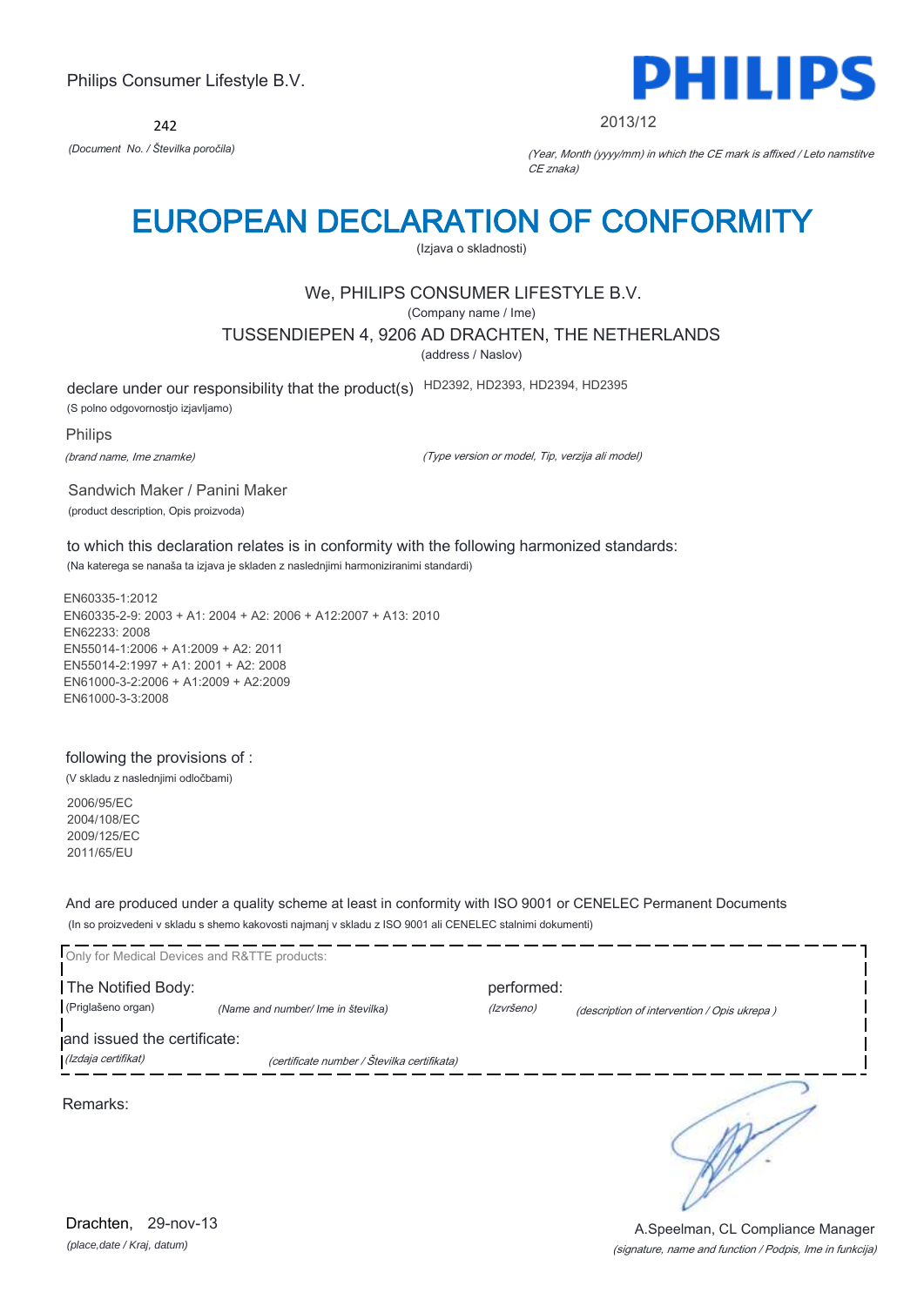Philips Consumer Lifestyle B.V.

PHILIPS

242

*(Document No. / Številka poročila)*

2013/12

*(Year, Month (yyyy/mm) in which the CE mark is affixed / Leto namstitve CE znaka)*

# EUROPEAN DECLARATION OF CONFORMITY

(Izjava o skladnosti)

We, PHILIPS CONSUMER LIFESTYLE B.V.

(Company name / Ime)

TUSSENDIEPEN 4, 9206 AD DRACHTEN, THE NETHERLANDS

(address / Naslov)

declare under our responsibility that the product(s) HD2392, HD2393, HD2394, HD2395

(S polno odgovornostjo izjavljamo)

Philips

*(brand name, Ime znamke)*

*(Type version or model, Tip, verzija ali model)*

Sandwich Maker / Panini Maker

(product description, Opis proizvoda)

to which this declaration relates is in conformity with the following harmonized standards:

(Na katerega se nanaša ta izjava je skladen z naslednjimi harmoniziranimi standardi)

EN60335-1:2012
EN60335-2-9: 2003 + A1: 2004 + A2: 2006 + A12:2007 + A13: 2010
EN62233: 2008
EN55014-1:2006 + A1:2009 + A2: 2011
EN55014-2:1997 + A1: 2001 + A2: 2008
EN61000-3-2:2006 + A1:2009 + A2:2009
EN61000-3-3:2008

following the provisions of :

(V skladu z naslednjimi odločbami)

2006/95/EC
2004/108/EC
2009/125/EC
2011/65/EU

And are produced under a quality scheme at least in conformity with ISO 9001 or CENELEC Permanent Documents

(In so proizvedeni v skladu s shemo kakovosti najmanj v skladu z ISO 9001 ali CENELEC stalnimi dokumenti)

Only for Medical Devices and R&TTE products:

The Notified Body: (Priglašeno organ) *(Name and number/ Ime in številka)*

performed: *(Izvršeno)* *(description of intervention / Opis ukrepa )*

and issued the certificate: *(Izdaja certifikat)* *(certificate number / Številka certifikata)*

Remarks:

Drachten, 29-nov-13

*(place,date / Kraj, datum)*

A.Speelman, CL Compliance Manager

*(signature, name and function / Podpis, Ime in funkcija)*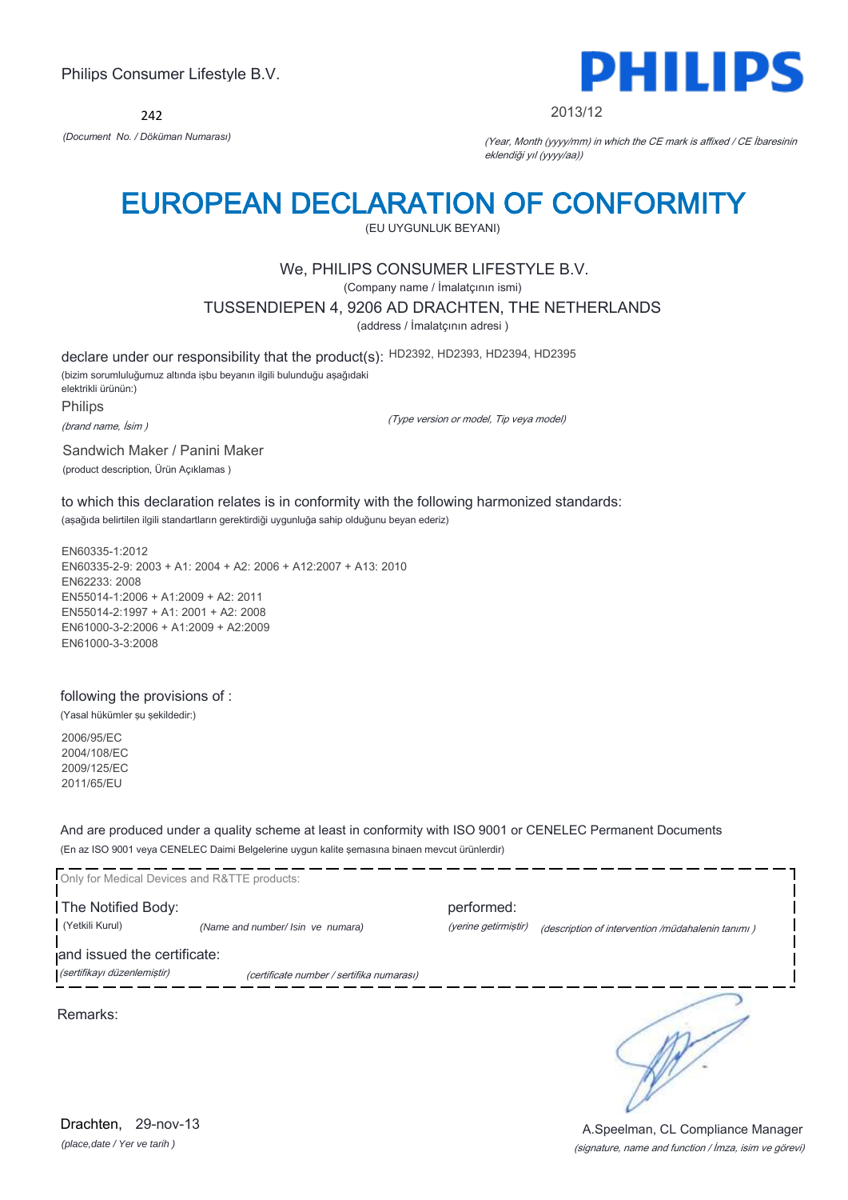Philips Consumer Lifestyle B.V.

**PHILIPS**

242

*(Document No. / Döküman Numarası)*

2013/12

*(Year, Month (yyyy/mm) in which the CE mark is affixed / CE İbaresinin eklendiği yıl (yyyy/aa))*

# EUROPEAN DECLARATION OF CONFORMITY

(EU UYGUNLUK BEYANI)

We, PHILIPS CONSUMER LIFESTYLE B.V.

(Company name / İmalatçının ismi)

TUSSENDIEPEN 4, 9206 AD DRACHTEN, THE NETHERLANDS

(address / İmalatçının adresi )

declare under our responsibility that the product(s): HD2392, HD2393, HD2394, HD2395

(bizim sorumluluğumuz altında işbu beyanın ilgili bulunduğu aşağıdaki elektrikli ürünün:)

Philips

*(brand name, İsim )*

*(Type version or model, Tip veya model)*

Sandwich Maker / Panini Maker

(product description, Ürün Açıklamas )

to which this declaration relates is in conformity with the following harmonized standards:

(aşağıda belirtilen ilgili standartların gerektirdiği uygunluğa sahip olduğunu beyan ederiz)

EN60335-1:2012
EN60335-2-9: 2003 + A1: 2004 + A2: 2006 + A12:2007 + A13: 2010
EN62233: 2008
EN55014-1:2006 + A1:2009 + A2: 2011
EN55014-2:1997 + A1: 2001 + A2: 2008
EN61000-3-2:2006 + A1:2009 + A2:2009
EN61000-3-3:2008

following the provisions of :

(Yasal hükümler şu şekildedir:)

2006/95/EC
2004/108/EC
2009/125/EC
2011/65/EU

And are produced under a quality scheme at least in conformity with ISO 9001 or CENELEC Permanent Documents

(En az ISO 9001 veya CENELEC Daimi Belgelerine uygun kalite şemasına binaen mevcut ürünlerdir)

Only for Medical Devices and R&TTE products:

The Notified Body: (Yetkili Kurul) *(Name and number/ Isin ve numara)*

performed: *(yerine getirmiştir)* *(description of intervention /müdahalenin tanımı )*

and issued the certificate: *(sertifikayı düzenlemiştir)* *(certificate number / sertifika numarası)*

Remarks:

Drachten, 29-nov-13

*(place,date / Yer ve tarih )*

A.Speelman, CL Compliance Manager

*(signature, name and function / İmza, isim ve görevi)*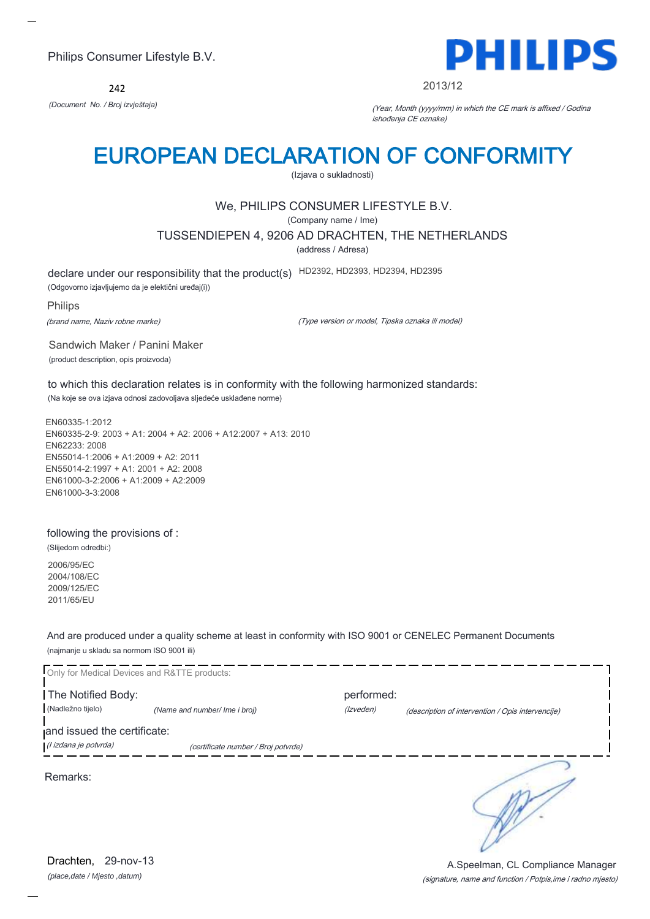Philips Consumer Lifestyle B.V.

**PHILIPS**

242

*(Document No. / Broj izvještaja)*

2013/12

*(Year, Month (yyyy/mm) in which the CE mark is affixed / Godina ishođenja CE oznake)*

# EUROPEAN DECLARATION OF CONFORMITY

(Izjava o sukladnosti)

We, PHILIPS CONSUMER LIFESTYLE B.V.

(Company name / Ime)

TUSSENDIEPEN 4, 9206 AD DRACHTEN, THE NETHERLANDS

(address / Adresa)

declare under our responsibility that the product(s) HD2392, HD2393, HD2394, HD2395

(Odgovorno izjavljujemo da je elektični uređaj(i))

Philips

*(brand name, Naziv robne marke)*

*(Type version or model, Tipska oznaka ili model)*

Sandwich Maker / Panini Maker

(product description, opis proizvoda)

to which this declaration relates is in conformity with the following harmonized standards:

(Na koje se ova izjava odnosi zadovoljava sljedeće usklađene norme)

EN60335-1:2012
EN60335-2-9: 2003 + A1: 2004 + A2: 2006 + A12:2007 + A13: 2010
EN62233: 2008
EN55014-1:2006 + A1:2009 + A2: 2011
EN55014-2:1997 + A1: 2001 + A2: 2008
EN61000-3-2:2006 + A1:2009 + A2:2009
EN61000-3-3:2008

following the provisions of :

(Slijedom odredbi:)

2006/95/EC
2004/108/EC
2009/125/EC
2011/65/EU

And are produced under a quality scheme at least in conformity with ISO 9001 or CENELEC Permanent Documents

(najmanje u skladu sa normom ISO 9001 ili)

Only for Medical Devices and R&TTE products:

The Notified Body: (Nadležno tijelo) *(Name and number/ Ime i broj)*

performed: *(Izveden)* *(description of intervention / Opis intervencije)*

and issued the certificate: *(I izdana je potvrda)* *(certificate number / Broj potvrde)*

Remarks:

Drachten, 29-nov-13

*(place,date / Mjesto ,datum)*

A.Speelman, CL Compliance Manager

*(signature, name and function / Potpis,ime i radno mjesto)*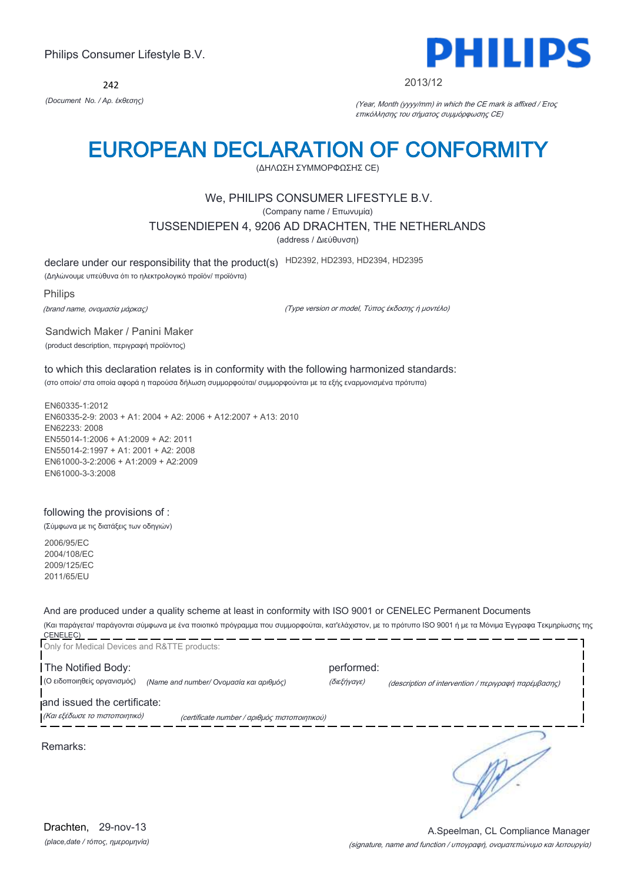Philips Consumer Lifestyle B.V.

242

*(Document No. / Αρ. έκθεσης)*

PHILIPS

2013/12

*(Year, Month (yyyy/mm) in which the CE mark is affixed / Έτος επικόλλησης του σήματος συμμόρφωσης CE)*

# EUROPEAN DECLARATION OF CONFORMITY

(ΔΗΛΩΣΗ ΣΥΜΜΟΡΦΩΣΗΣ CE)

We, PHILIPS CONSUMER LIFESTYLE B.V.

(Company name / Επωνυμία)

TUSSENDIEPEN 4, 9206 AD DRACHTEN, THE NETHERLANDS

(address / Διεύθυνση)

declare under our responsibility that the product(s) HD2392, HD2393, HD2394, HD2395

(Δηλώνουμε υπεύθυνα ότι το ηλεκτρολογικό προϊόν/ προϊόντα)

Philips

*(brand name, ονομασία μάρκας)*

*(Type version or model, Τύπος έκδοσης ή μοντέλο)*

Sandwich Maker / Panini Maker

(product description, περιγραφή προϊόντος)

to which this declaration relates is in conformity with the following harmonized standards:

(στο οποίο/ στα οποία αφορά η παρούσα δήλωση συμμορφούται/ συμμορφούνται με τα εξής εναρμονισμένα πρότυπα)

EN60335-1:2012
EN60335-2-9: 2003 + A1: 2004 + A2: 2006 + A12:2007 + A13: 2010
EN62233: 2008
EN55014-1:2006 + A1:2009 + A2: 2011
EN55014-2:1997 + A1: 2001 + A2: 2008
EN61000-3-2:2006 + A1:2009 + A2:2009
EN61000-3-3:2008

following the provisions of :

(Σύμφωνα με τις διατάξεις των οδηγιών)

2006/95/EC
2004/108/EC
2009/125/EC
2011/65/EU

And are produced under a quality scheme at least in conformity with ISO 9001 or CENELEC Permanent Documents

(Και παράγεται/ παράγονται σύμφωνα με ένα ποιοτικό πρόγραμμα που συμμορφούται, κατ'ελάχιστον, με το πρότυπο ISO 9001 ή με τα Μόνιμα Έγγραφα Τεκμηρίωσης της CENELEC)

Only for Medical Devices and R&TTE products:

The Notified Body: (Ο ειδοποιηθείς οργανισμός) *(Name and number/ Ονομασία και αριθμός)*

performed: *(διεξήγαγε)* *(description of intervention / περιγραφή παρέμβασης)*

and issued the certificate: *(Και εξέδωσε το πιστοποιητικό)* *(certificate number / αριθμός πιστοποιητικού)*

Remarks:

Drachten, 29-nov-13

*(place,date / τόπος, ημερομηνία)*

A.Speelman, CL Compliance Manager

*(signature, name and function / υπογραφή, ονοματεπώνυμο και λειτουργία)*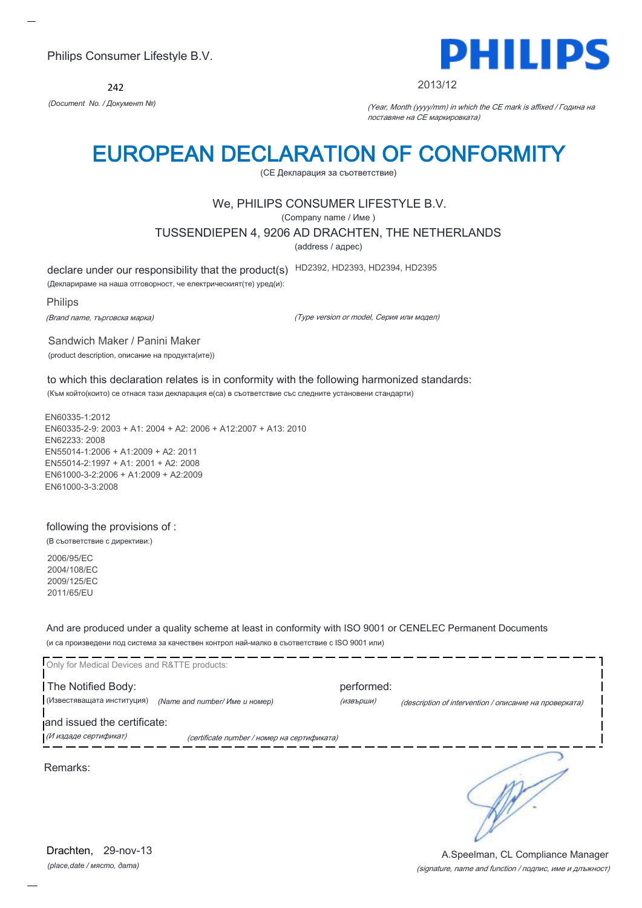Philips Consumer Lifestyle B.V.

PHILIPS

242

*(Document No. / Документ №)*

2013/12

*(Year, Month (yyyy/mm) in which the CE mark is affixed / Година на поставяне на CE маркировката)*

# EUROPEAN DECLARATION OF CONFORMITY

(CE Декларация за съответствие)

We, PHILIPS CONSUMER LIFESTYLE B.V.

(Company name / Име )

TUSSENDIEPEN 4, 9206 AD DRACHTEN, THE NETHERLANDS

(address / адрес)

declare under our responsibility that the product(s) HD2392, HD2393, HD2394, HD2395

(Декларираме на наша отговорност, че електрическият(те) уред(и):

Philips

*(Brand name, търговска марка)* *(Type version or model, Серия или модел)*

Sandwich Maker / Panini Maker

(product description, описание на продукта(ите))

to which this declaration relates is in conformity with the following harmonized standards:

(Към който(които) се отнася тази декларация е(са) в съответствие със следните установени стандарти)

EN60335-1:2012
EN60335-2-9: 2003 + A1: 2004 + A2: 2006 + A12:2007 + A13: 2010
EN62233: 2008
EN55014-1:2006 + A1:2009 + A2: 2011
EN55014-2:1997 + A1: 2001 + A2: 2008
EN61000-3-2:2006 + A1:2009 + A2:2009
EN61000-3-3:2008

following the provisions of :

(В съответствие с директиви:)

2006/95/EC
2004/108/EC
2009/125/EC
2011/65/EU

And are produced under a quality scheme at least in conformity with ISO 9001 or CENELEC Permanent Documents

(и са произведени под система за качествен контрол най-малко в съответствие с ISO 9001 или)

Only for Medical Devices and R&TTE products:

The Notified Body: performed:

(Известяващата институция) *(Name and number/ Име и номер)* *(извърши)* *(description of intervention / описание на проверката)*

and issued the certificate:

*(И издаде сертификат)* *(certificate number / номер на сертификата)*

Remarks:

Drachten, 29-nov-13

*(place,date / място, дата)*

A.Speelman, CL Compliance Manager

*(signature, name and function / подпис, име и длъжност)*